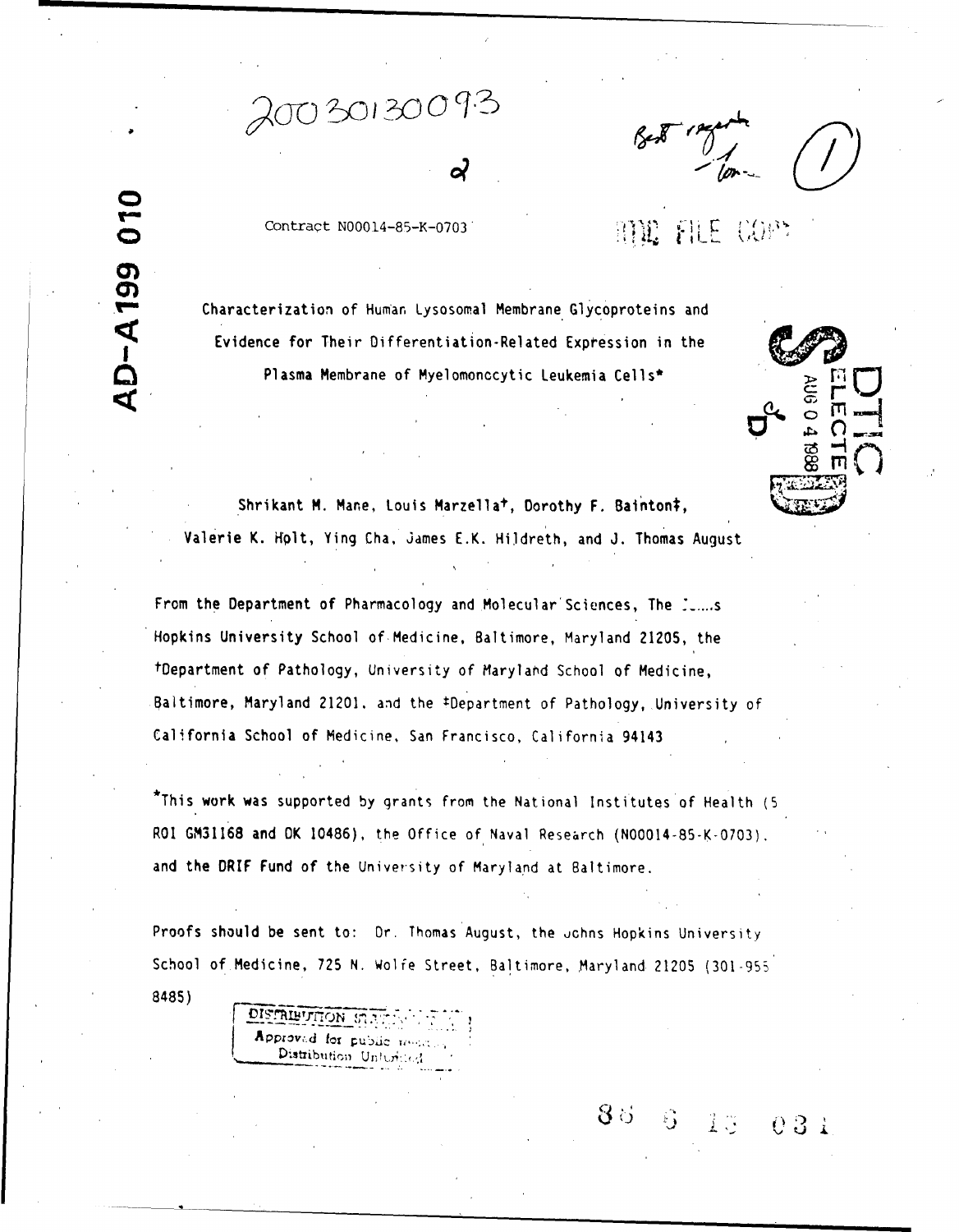20030130093

Contract N00014-85-K-0703

DTIC FILE COPY

AD-A199 010

Characterization of Human Lysosomal Membrane Glycoproteins and Evidence for Their Differentiation-Related Expression in the Plasma Membrane of Myelomonocytic Leukemia Cells*

DTIC ELECTE AUG 04 1988

Shrikant M. Mane, Louis Marzella†, Dorothy F. Bainton‡, Valerie K. Holt, Ying Cha, James E.K. Hildreth, and J. Thomas August

From the Department of Pharmacology and Molecular Sciences, The Johns Hopkins University School of Medicine, Baltimore, Maryland 21205, the †Department of Pathology, University of Maryland School of Medicine, Baltimore, Maryland 21201, and the ‡Department of Pathology, University of California School of Medicine, San Francisco, California 94143

*This work was supported by grants from the National Institutes of Health (5 R01 GM31168 and DK 10486), the Office of Naval Research (N00014-85-K-0703), and the DRIF Fund of the University of Maryland at Baltimore.

Proofs should be sent to: Dr. Thomas August, the Johns Hopkins University School of Medicine, 725 N. Wolfe Street, Baltimore, Maryland 21205 (301-955-8485)

DISTRIBUTION STATEMENT A
Approved for public release;
Distribution Unlimited

88 8 15 031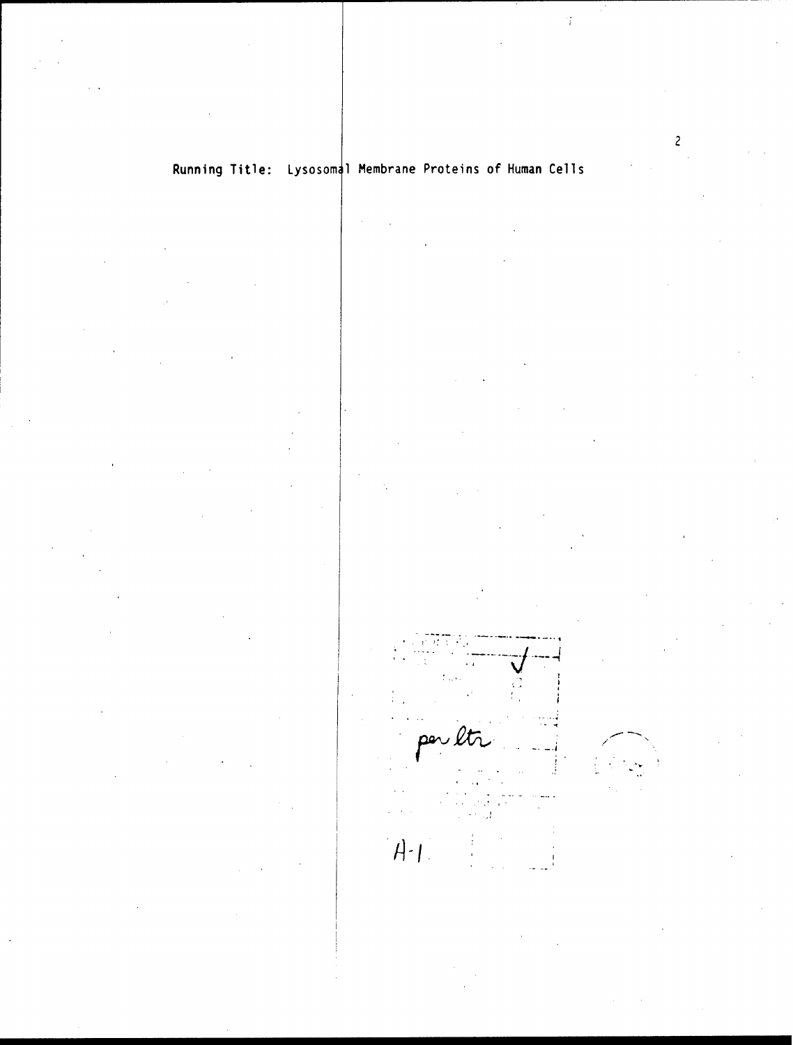Running Title: Lysosomal Membrane Proteins of Human Cells

per ltr

A-1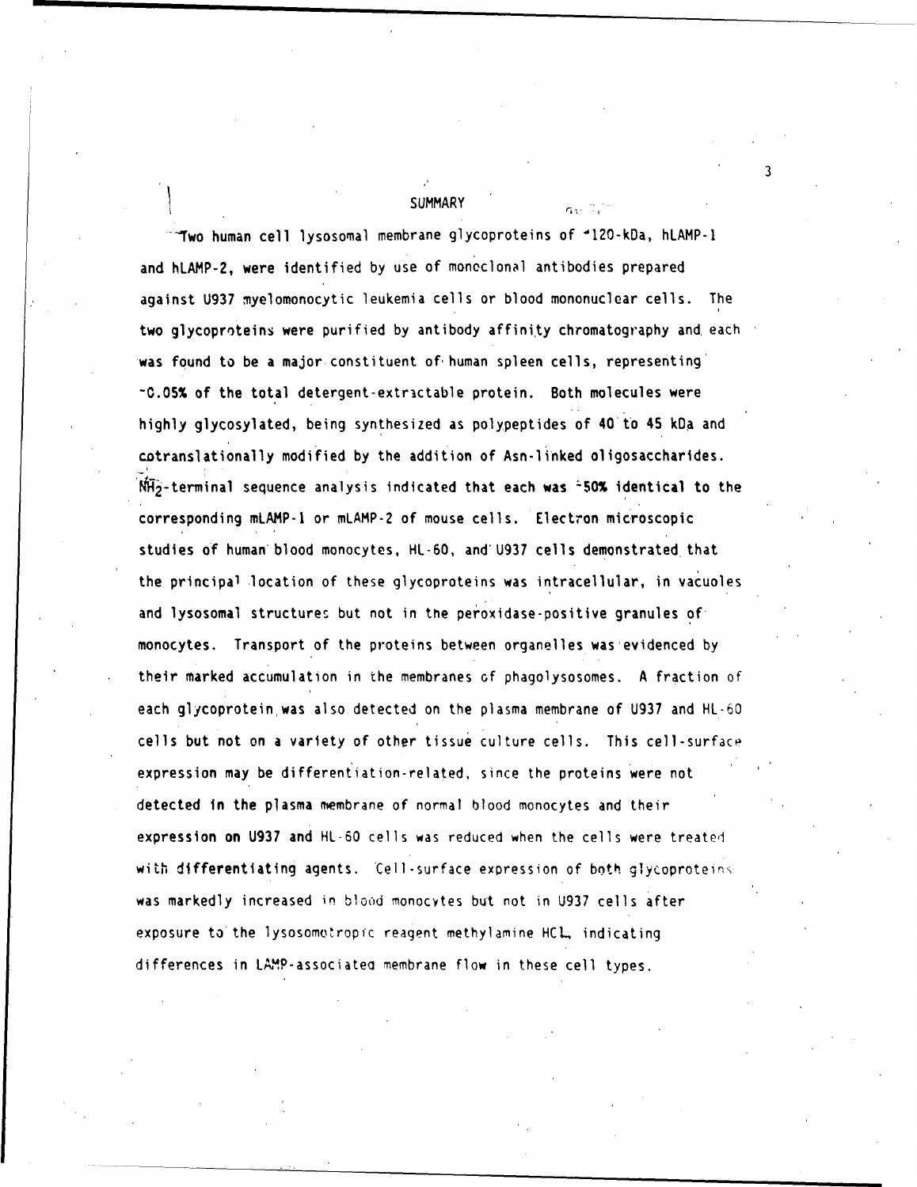## SUMMARY

Two human cell lysosomal membrane glycoproteins of ~120-kDa, hLAMP-1 and hLAMP-2, were identified by use of monoclonal antibodies prepared against U937 myelomonocytic leukemia cells or blood mononuclear cells. The two glycoproteins were purified by antibody affinity chromatography and each was found to be a major constituent of human spleen cells, representing ~0.05% of the total detergent-extractable protein. Both molecules were highly glycosylated, being synthesized as polypeptides of 40 to 45 kDa and cotranslationally modified by the addition of Asn-linked oligosaccharides. $NH_2$-terminal sequence analysis indicated that each was ~50% identical to the corresponding mLAMP-1 or mLAMP-2 of mouse cells. Electron microscopic studies of human blood monocytes, HL-60, and U937 cells demonstrated that the principal location of these glycoproteins was intracellular, in vacuoles and lysosomal structures but not in the peroxidase-positive granules of monocytes. Transport of the proteins between organelles was evidenced by their marked accumulation in the membranes of phagolysosomes. A fraction of each glycoprotein was also detected on the plasma membrane of U937 and HL-60 cells but not on a variety of other tissue culture cells. This cell-surface expression may be differentiation-related, since the proteins were not detected in the plasma membrane of normal blood monocytes and their expression on U937 and HL-60 cells was reduced when the cells were treated with differentiating agents. Cell-surface expression of both glycoproteins was markedly increased in blood monocytes but not in U937 cells after exposure to the lysosomotropic reagent methylamine HCL, indicating differences in LAMP-associated membrane flow in these cell types.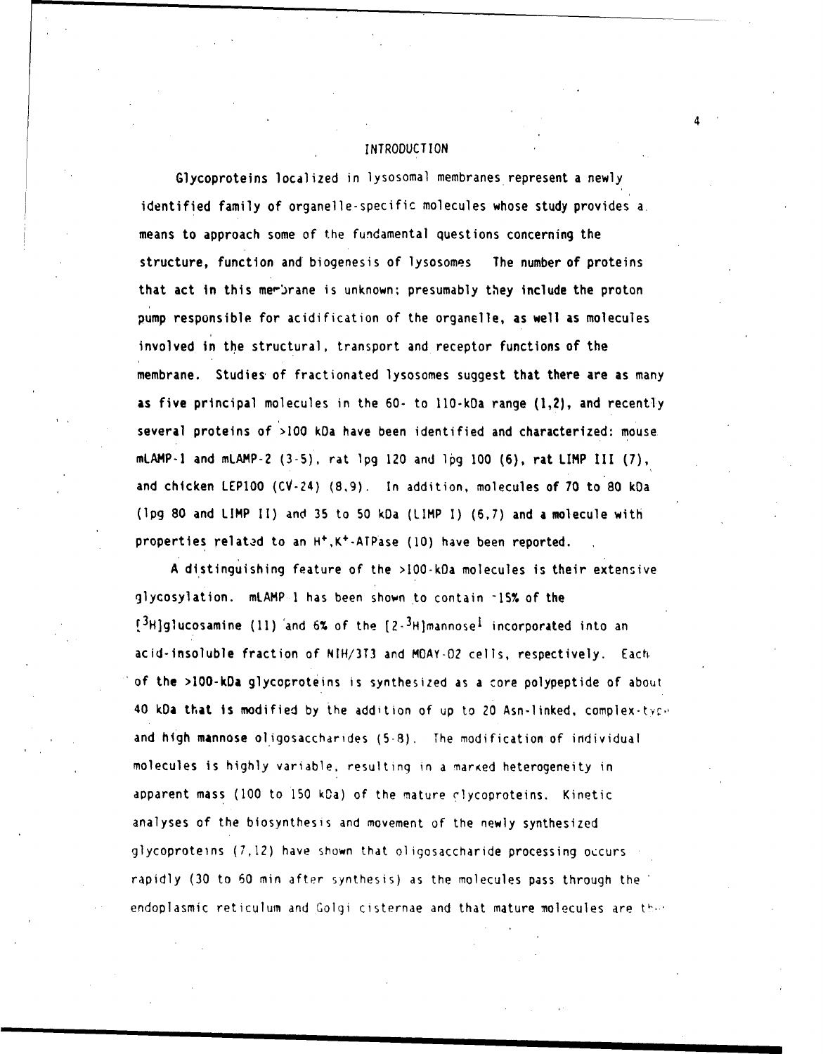# INTRODUCTION

Glycoproteins localized in lysosomal membranes represent a newly identified family of organelle-specific molecules whose study provides a means to approach some of the fundamental questions concerning the structure, function and biogenesis of lysosomes The number of proteins that act in this membrane is unknown; presumably they include the proton pump responsible for acidification of the organelle, as well as molecules involved in the structural, transport and receptor functions of the membrane. Studies of fractionated lysosomes suggest that there are as many as five principal molecules in the 60- to 110-kDa range (1,2), and recently several proteins of >100 kDa have been identified and characterized: mouse mLAMP-1 and mLAMP-2 (3-5), rat lpg 120 and lpg 100 (6), rat LIMP III (7), and chicken LEP100 (CV-24) (8,9). In addition, molecules of 70 to 80 kDa (lpg 80 and LIMP II) and 35 to 50 kDa (LIMP I) (6,7) and a molecule with properties related to an $H^{+}$,$K^{+}$-ATPase (10) have been reported.

A distinguishing feature of the >100-kDa molecules is their extensive glycosylation. mLAMP 1 has been shown to contain ~15% of the [$^{3}$H]glucosamine (11) and 6% of the [2-$^{3}$H]mannose[1] incorporated into an acid-insoluble fraction of NIH/3T3 and MDAY-D2 cells, respectively. Each of the >100-kDa glycoproteins is synthesized as a core polypeptide of about 40 kDa that is modified by the addition of up to 20 Asn-linked, complex-type and high mannose oligosaccharides (5-8). The modification of individual molecules is highly variable, resulting in a marked heterogeneity in apparent mass (100 to 150 kDa) of the mature glycoproteins. Kinetic analyses of the biosynthesis and movement of the newly synthesized glycoproteins (7,12) have shown that oligosaccharide processing occurs rapidly (30 to 60 min after synthesis) as the molecules pass through the endoplasmic reticulum and Golgi cisternae and that mature molecules are th...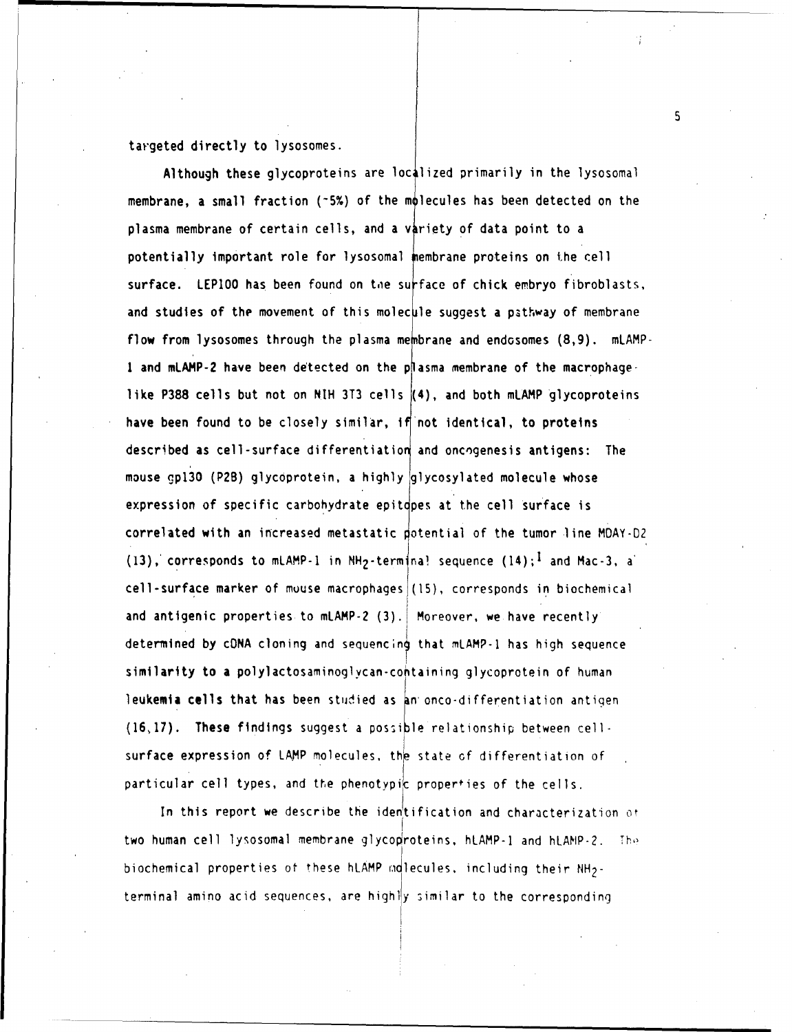targeted directly to lysosomes.

Although these glycoproteins are localized primarily in the lysosomal membrane, a small fraction (~5%) of the molecules has been detected on the plasma membrane of certain cells, and a variety of data point to a potentially important role for lysosomal membrane proteins on the cell surface. LEP100 has been found on the surface of chick embryo fibroblasts, and studies of the movement of this molecule suggest a pathway of membrane flow from lysosomes through the plasma membrane and endosomes (8,9). mLAMP-1 and mLAMP-2 have been detected on the plasma membrane of the macrophage-like P388 cells but not on NIH 3T3 cells (4), and both mLAMP glycoproteins have been found to be closely similar, if not identical, to proteins described as cell-surface differentiation and oncogenesis antigens: The mouse gp130 (P2B) glycoprotein, a highly glycosylated molecule whose expression of specific carbohydrate epitopes at the cell surface is correlated with an increased metastatic potential of the tumor line MDAY-D2 (13), corresponds to mLAMP-1 in $NH_2$-terminal sequence (14);[1] and Mac-3, a cell-surface marker of mouse macrophages (15), corresponds in biochemical and antigenic properties to mLAMP-2 (3). Moreover, we have recently determined by cDNA cloning and sequencing that mLAMP-1 has high sequence similarity to a polylactosaminoglycan-containing glycoprotein of human leukemia cells that has been studied as an onco-differentiation antigen (16,17). These findings suggest a possible relationship between cell-surface expression of LAMP molecules, the state of differentiation of particular cell types, and the phenotypic properties of the cells.

In this report we describe the identification and characterization of two human cell lysosomal membrane glycoproteins, hLAMP-1 and hLAMP-2. The biochemical properties of these hLAMP molecules, including their $NH_2$-terminal amino acid sequences, are highly similar to the corresponding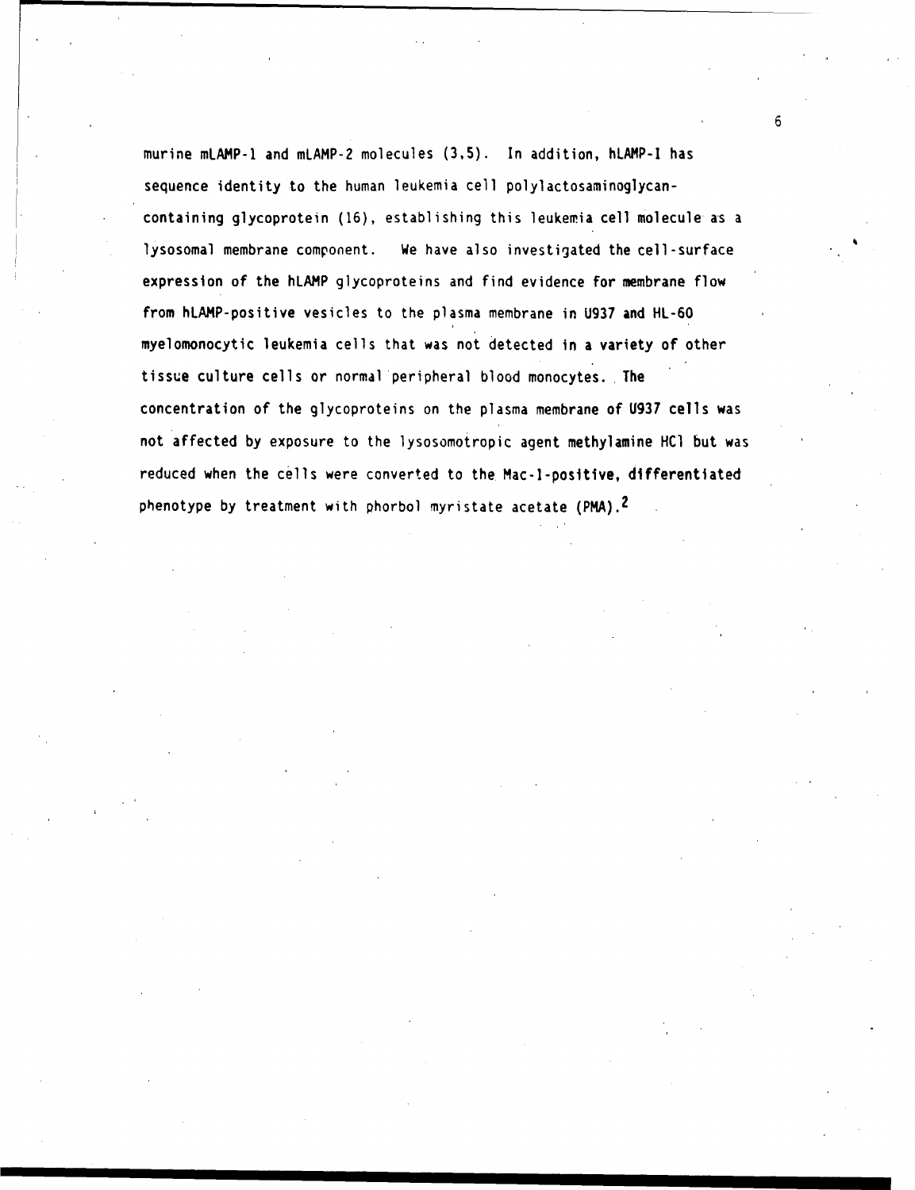murine mLAMP-1 and mLAMP-2 molecules (3,5). In addition, hLAMP-I has sequence identity to the human leukemia cell polylactosaminoglycan-containing glycoprotein (16), establishing this leukemia cell molecule as a lysosomal membrane component. We have also investigated the cell-surface expression of the hLAMP glycoproteins and find evidence for membrane flow from hLAMP-positive vesicles to the plasma membrane in U937 and HL-60 myelomonocytic leukemia cells that was not detected in a variety of other tissue culture cells or normal peripheral blood monocytes. The concentration of the glycoproteins on the plasma membrane of U937 cells was not affected by exposure to the lysosomotropic agent methylamine HCl but was reduced when the cells were converted to the Mac-1-positive, differentiated phenotype by treatment with phorbol myristate acetate (PMA).[2]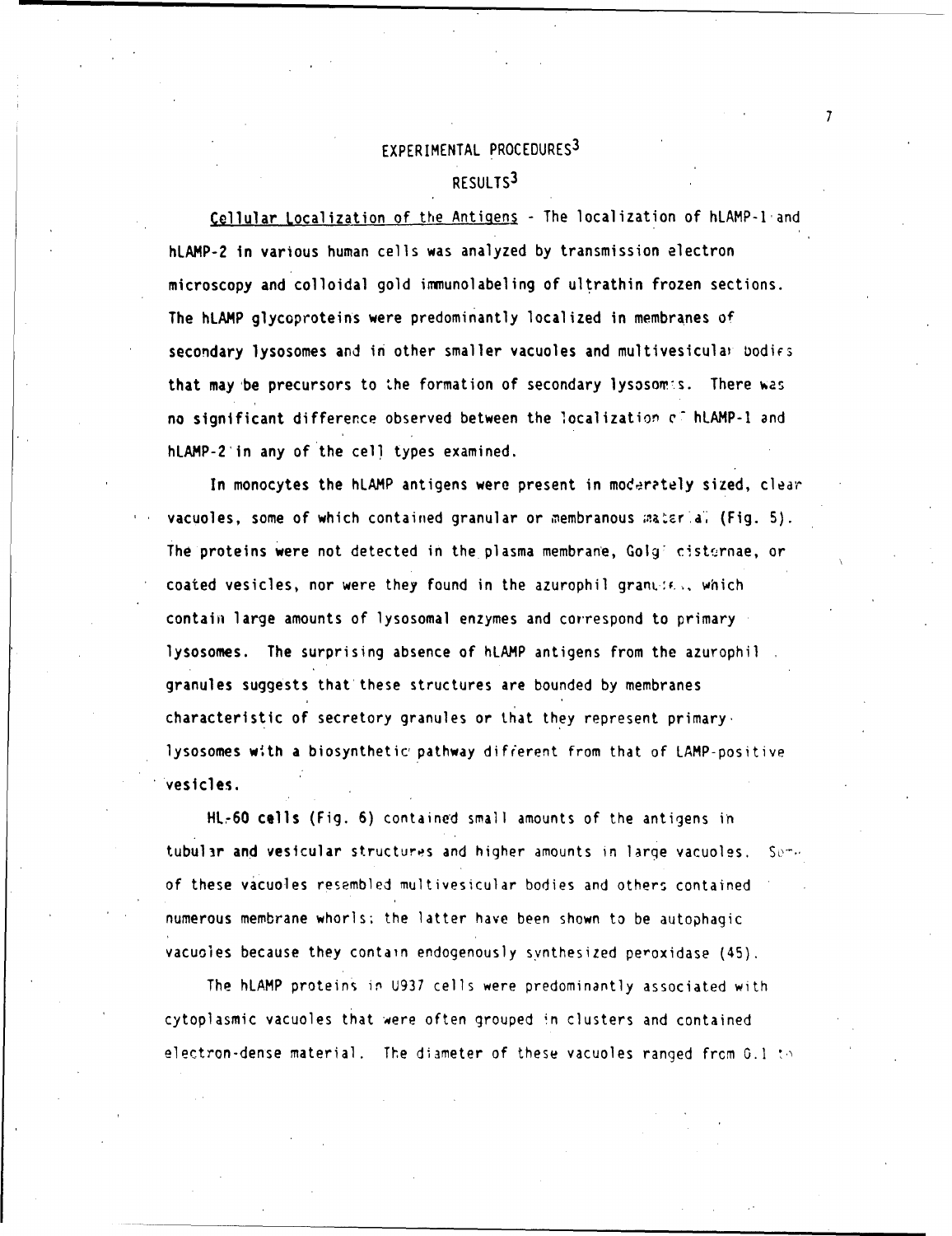## EXPERIMENTAL PROCEDURES[3]

## RESULTS[3]

Cellular Localization of the Antigens - The localization of hLAMP-1 and hLAMP-2 in various human cells was analyzed by transmission electron microscopy and colloidal gold immunolabeling of ultrathin frozen sections. The hLAMP glycoproteins were predominantly localized in membranes of secondary lysosomes and in other smaller vacuoles and multivesicular bodies that may be precursors to the formation of secondary lysosomes. There was no significant difference observed between the localization of hLAMP-1 and hLAMP-2 in any of the cell types examined.

In monocytes the hLAMP antigens were present in moderately sized, clear vacuoles, some of which contained granular or membranous material (Fig. 5). The proteins were not detected in the plasma membrane, Golgi cisternae, or coated vesicles, nor were they found in the azurophil granules, which contain large amounts of lysosomal enzymes and correspond to primary lysosomes. The surprising absence of hLAMP antigens from the azurophil granules suggests that these structures are bounded by membranes characteristic of secretory granules or that they represent primary lysosomes with a biosynthetic pathway different from that of LAMP-positive vesicles.

HL-60 cells (Fig. 6) contained small amounts of the antigens in tubular and vesicular structures and higher amounts in large vacuoles. Some of these vacuoles resembled multivesicular bodies and others contained numerous membrane whorls; the latter have been shown to be autophagic vacuoles because they contain endogenously synthesized peroxidase (45).

The hLAMP proteins in U937 cells were predominantly associated with cytoplasmic vacuoles that were often grouped in clusters and contained electron-dense material. The diameter of these vacuoles ranged from 0.1 to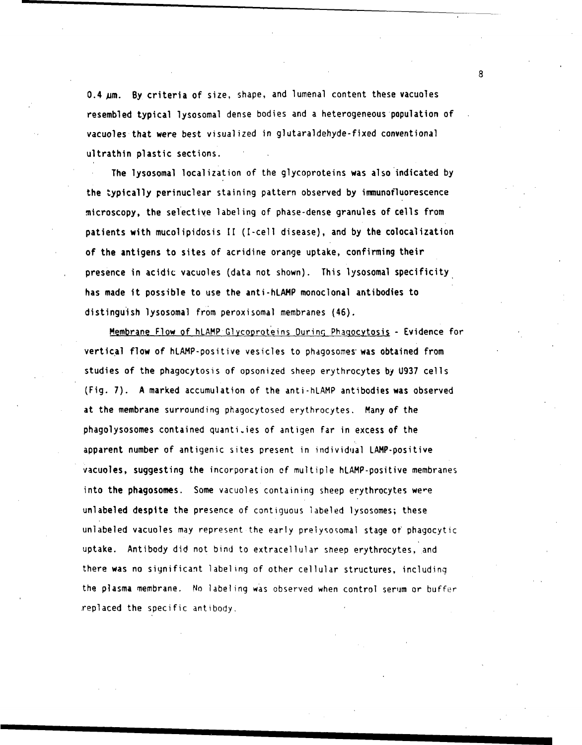0.4 μm. By criteria of size, shape, and lumenal content these vacuoles resembled typical lysosomal dense bodies and a heterogeneous population of vacuoles that were best visualized in glutaraldehyde-fixed conventional ultrathin plastic sections.

The lysosomal localization of the glycoproteins was also indicated by the typically perinuclear staining pattern observed by immunofluorescence microscopy, the selective labeling of phase-dense granules of cells from patients with mucolipidosis II (I-cell disease), and by the colocalization of the antigens to sites of acridine orange uptake, confirming their presence in acidic vacuoles (data not shown). This lysosomal specificity has made it possible to use the anti-hLAMP monoclonal antibodies to distinguish lysosomal from peroxisomal membranes (46).

Membrane Flow of hLAMP Glycoproteins During Phagocytosis - Evidence for vertical flow of hLAMP-positive vesicles to phagosomes was obtained from studies of the phagocytosis of opsonized sheep erythrocytes by U937 cells (Fig. 7). A marked accumulation of the anti-hLAMP antibodies was observed at the membrane surrounding phagocytosed erythrocytes. Many of the phagolysosomes contained quantities of antigen far in excess of the apparent number of antigenic sites present in individual LAMP-positive vacuoles, suggesting the incorporation of multiple hLAMP-positive membranes into the phagosomes. Some vacuoles containing sheep erythrocytes were unlabeled despite the presence of contiguous labeled lysosomes; these unlabeled vacuoles may represent the early prelysosomal stage of phagocytic uptake. Antibody did not bind to extracellular sheep erythrocytes, and there was no significant labeling of other cellular structures, including the plasma membrane. No labeling was observed when control serum or buffer replaced the specific antibody.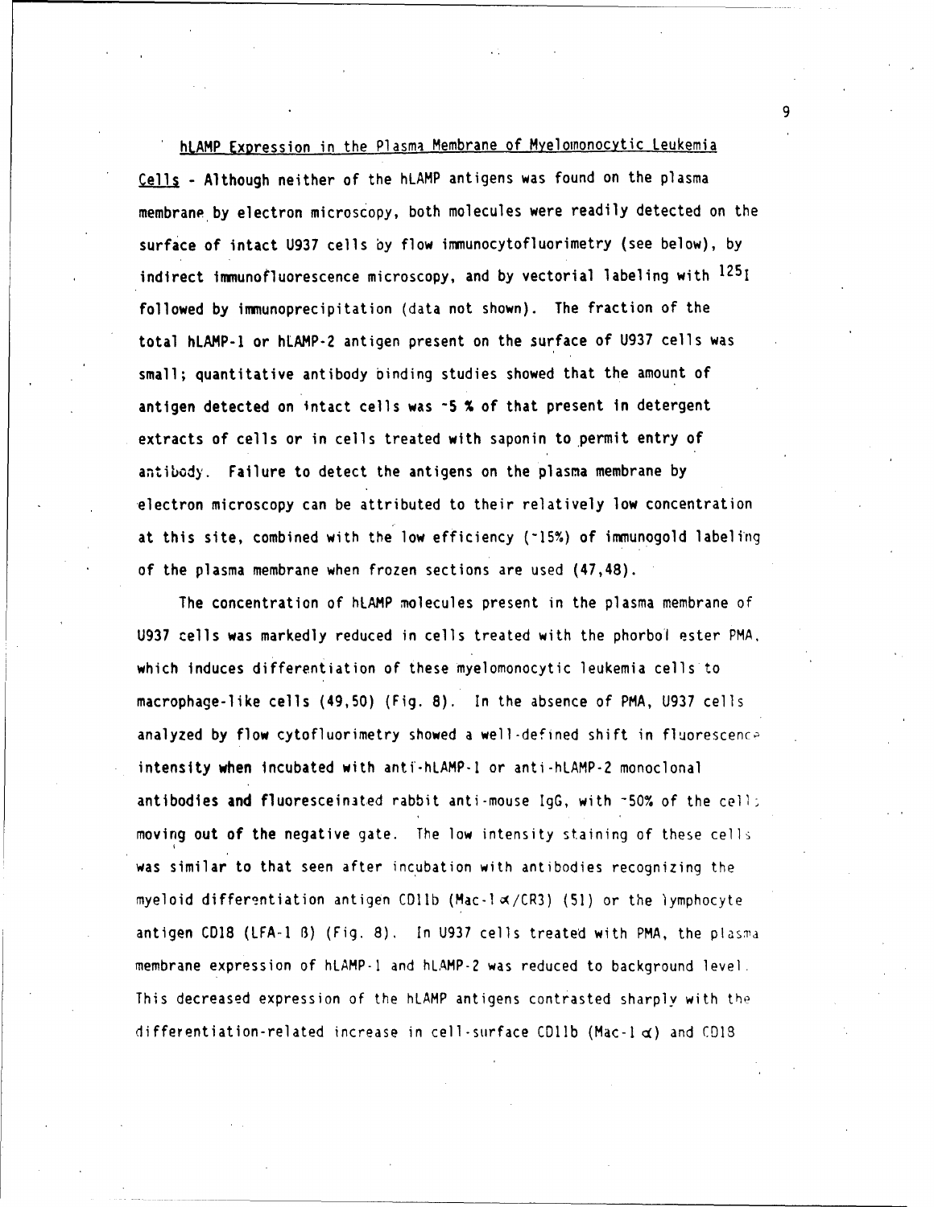_hLAMP Expression in the Plasma Membrane of Myelomonocytic Leukemia Cells_ - Although neither of the hLAMP antigens was found on the plasma membrane by electron microscopy, both molecules were readily detected on the surface of intact U937 cells by flow immunocytofluorimetry (see below), by indirect immunofluorescence microscopy, and by vectorial labeling with $^{125}I$ followed by immunoprecipitation (data not shown). The fraction of the total hLAMP-1 or hLAMP-2 antigen present on the surface of U937 cells was small; quantitative antibody binding studies showed that the amount of antigen detected on intact cells was ~5 % of that present in detergent extracts of cells or in cells treated with saponin to permit entry of antibody. Failure to detect the antigens on the plasma membrane by electron microscopy can be attributed to their relatively low concentration at this site, combined with the low efficiency (~15%) of immunogold labeling of the plasma membrane when frozen sections are used (47,48).

The concentration of hLAMP molecules present in the plasma membrane of U937 cells was markedly reduced in cells treated with the phorbol ester PMA, which induces differentiation of these myelomonocytic leukemia cells to macrophage-like cells (49,50) (Fig. 8). In the absence of PMA, U937 cells analyzed by flow cytofluorimetry showed a well-defined shift in fluorescence intensity when incubated with anti-hLAMP-1 or anti-hLAMP-2 monoclonal antibodies and fluoresceinated rabbit anti-mouse IgG, with ~50% of the cells moving out of the negative gate. The low intensity staining of these cells was similar to that seen after incubation with antibodies recognizing the myeloid differentiation antigen CD11b (Mac-1 $\alpha$/CR3) (51) or the lymphocyte antigen CD18 (LFA-1 $\beta$) (Fig. 8). In U937 cells treated with PMA, the plasma membrane expression of hLAMP-1 and hLAMP-2 was reduced to background level. This decreased expression of the hLAMP antigens contrasted sharply with the differentiation-related increase in cell-surface CD11b (Mac-1 $\alpha$) and CD18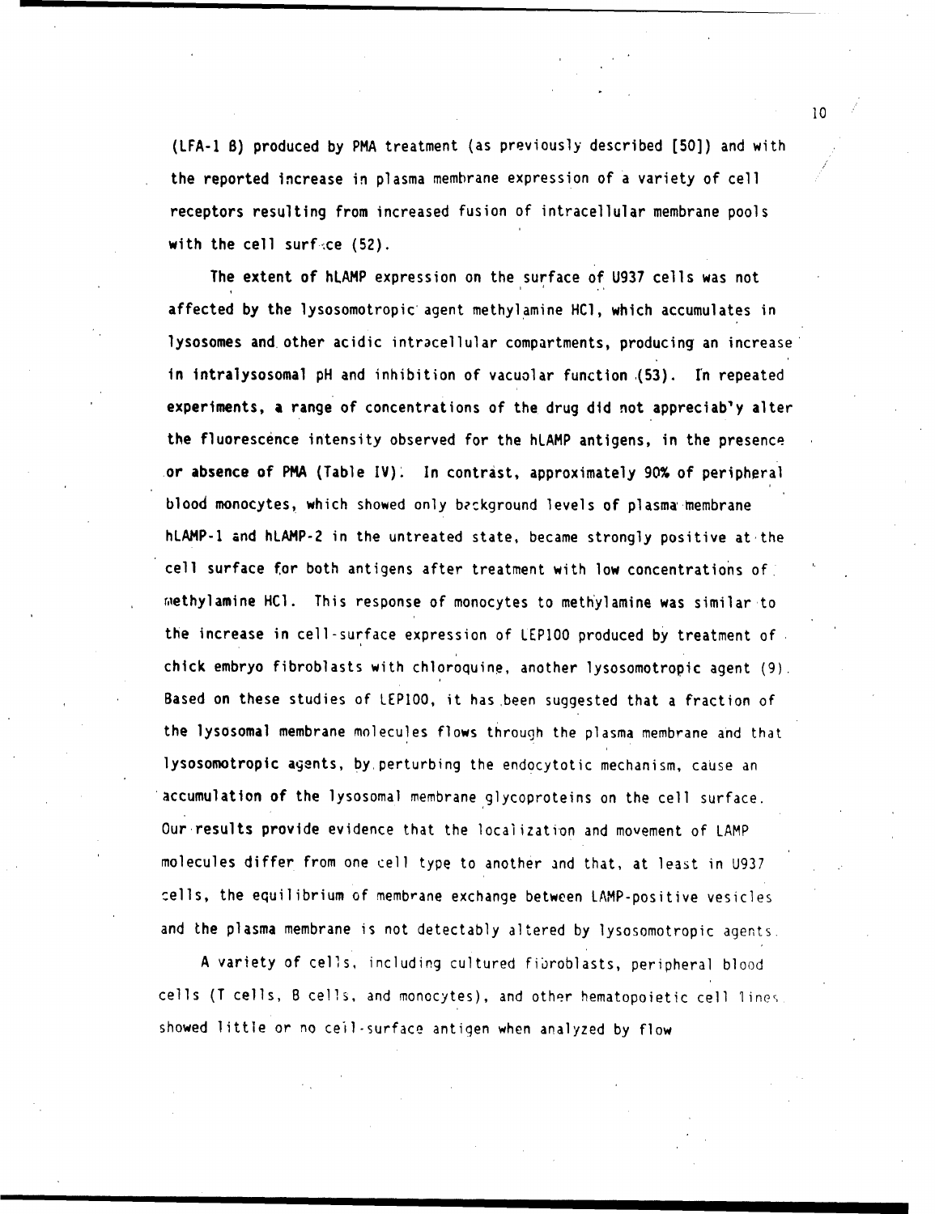(LFA-1 β) produced by PMA treatment (as previously described [50]) and with the reported increase in plasma membrane expression of a variety of cell receptors resulting from increased fusion of intracellular membrane pools with the cell surface (52).

The extent of hLAMP expression on the surface of U937 cells was not affected by the lysosomotropic agent methylamine HCl, which accumulates in lysosomes and other acidic intracellular compartments, producing an increase in intralysosomal pH and inhibition of vacuolar function (53). In repeated experiments, a range of concentrations of the drug did not appreciably alter the fluorescence intensity observed for the hLAMP antigens, in the presence or absence of PMA (Table IV). In contrast, approximately 90% of peripheral blood monocytes, which showed only background levels of plasma membrane hLAMP-1 and hLAMP-2 in the untreated state, became strongly positive at the cell surface for both antigens after treatment with low concentrations of methylamine HCl. This response of monocytes to methylamine was similar to the increase in cell-surface expression of LEP100 produced by treatment of chick embryo fibroblasts with chloroquine, another lysosomotropic agent (9). Based on these studies of LEP100, it has been suggested that a fraction of the lysosomal membrane molecules flows through the plasma membrane and that lysosomotropic agents, by perturbing the endocytotic mechanism, cause an accumulation of the lysosomal membrane glycoproteins on the cell surface. Our results provide evidence that the localization and movement of LAMP molecules differ from one cell type to another and that, at least in U937 cells, the equilibrium of membrane exchange between LAMP-positive vesicles and the plasma membrane is not detectably altered by lysosomotropic agents.

A variety of cells, including cultured fibroblasts, peripheral blood cells (T cells, B cells, and monocytes), and other hematopoietic cell lines showed little or no cell-surface antigen when analyzed by flow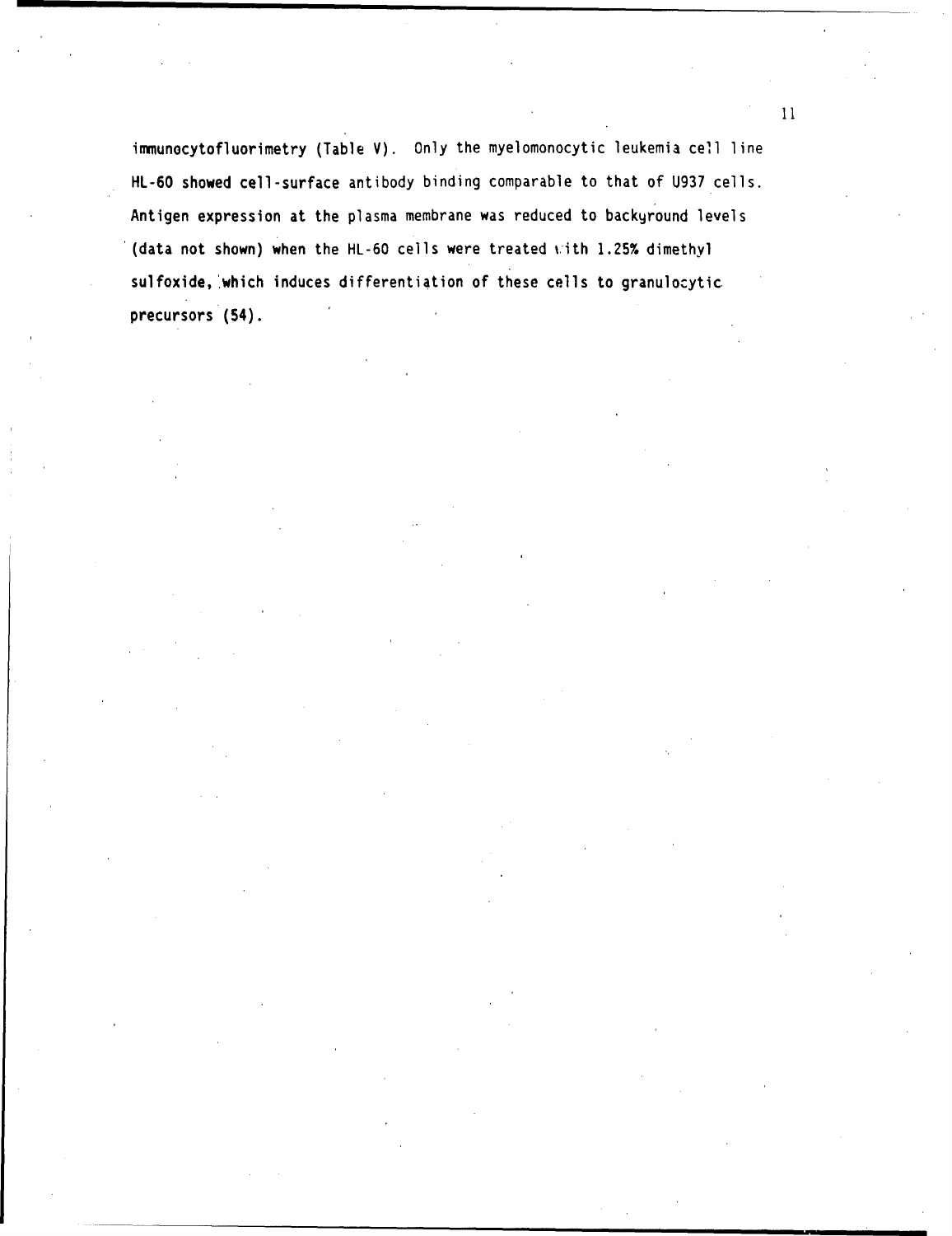immunocytofluorimetry (Table V). Only the myelomonocytic leukemia cell line HL-60 showed cell-surface antibody binding comparable to that of U937 cells. Antigen expression at the plasma membrane was reduced to background levels (data not shown) when the HL-60 cells were treated with 1.25% dimethyl sulfoxide, which induces differentiation of these cells to granulocytic precursors (54).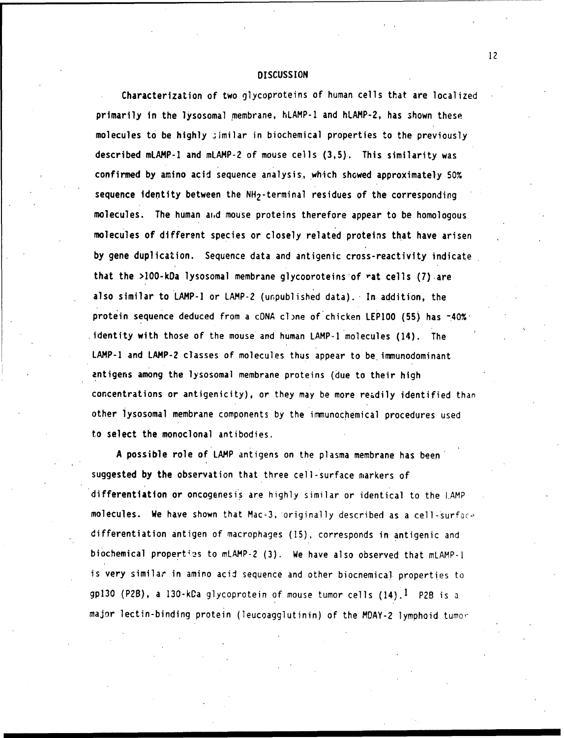# DISCUSSION

Characterization of two glycoproteins of human cells that are localized primarily in the lysosomal membrane, hLAMP-1 and hLAMP-2, has shown these molecules to be highly similar in biochemical properties to the previously described mLAMP-1 and mLAMP-2 of mouse cells (3,5). This similarity was confirmed by amino acid sequence analysis, which showed approximately 50% sequence identity between the $NH_2$-terminal residues of the corresponding molecules. The human and mouse proteins therefore appear to be homologous molecules of different species or closely related proteins that have arisen by gene duplication. Sequence data and antigenic cross-reactivity indicate that the >100-kDa lysosomal membrane glycoproteins of rat cells (7) are also similar to LAMP-1 or LAMP-2 (unpublished data). In addition, the protein sequence deduced from a cDNA clone of chicken LEP100 (55) has ~40% identity with those of the mouse and human LAMP-1 molecules (14). The LAMP-1 and LAMP-2 classes of molecules thus appear to be immunodominant antigens among the lysosomal membrane proteins (due to their high concentrations or antigenicity), or they may be more readily identified than other lysosomal membrane components by the immunochemical procedures used to select the monoclonal antibodies.

A possible role of LAMP antigens on the plasma membrane has been suggested by the observation that three cell-surface markers of differentiation or oncogenesis are highly similar or identical to the LAMP molecules. We have shown that Mac-3, originally described as a cell-surface differentiation antigen of macrophages (15), corresponds in antigenic and biochemical properties to mLAMP-2 (3). We have also observed that mLAMP-1 is very similar in amino acid sequence and other biochemical properties to gp130 (P2B), a 130-kDa glycoprotein of mouse tumor cells (14).[1] P2B is a major lectin-binding protein (leucoagglutinin) of the MDAY-2 lymphoid tumor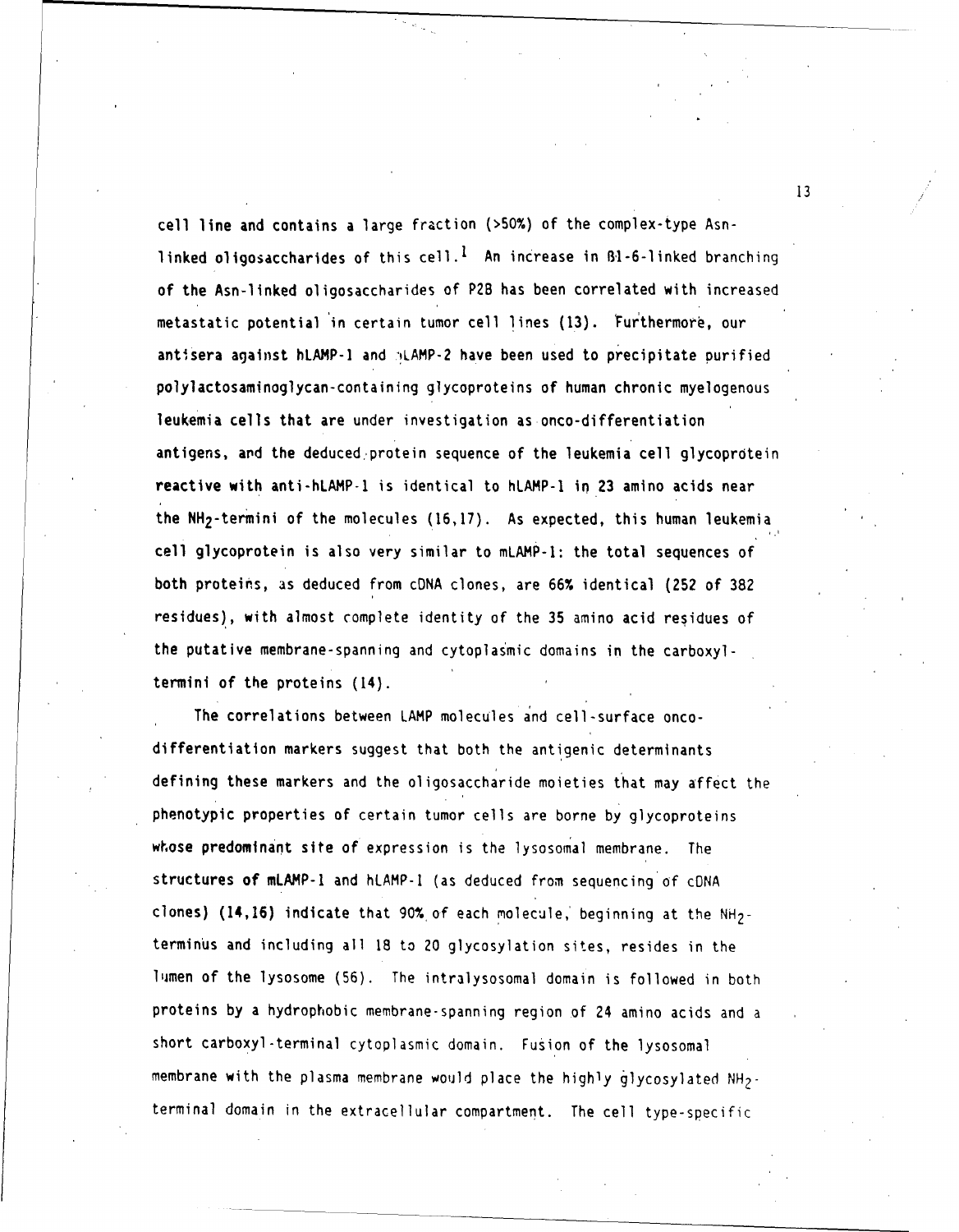cell line and contains a large fraction (>50%) of the complex-type Asn-linked oligosaccharides of this cell.[1] An increase in ß1-6-linked branching of the Asn-linked oligosaccharides of P2B has been correlated with increased metastatic potential in certain tumor cell lines (13). Furthermore, our antisera against hLAMP-1 and hLAMP-2 have been used to precipitate purified polylactosaminoglycan-containing glycoproteins of human chronic myelogenous leukemia cells that are under investigation as onco-differentiation antigens, and the deduced protein sequence of the leukemia cell glycoprotein reactive with anti-hLAMP-1 is identical to hLAMP-1 in 23 amino acids near the $NH_2$-termini of the molecules (16,17). As expected, this human leukemia cell glycoprotein is also very similar to mLAMP-1: the total sequences of both proteins, as deduced from cDNA clones, are 66% identical (252 of 382 residues), with almost complete identity of the 35 amino acid residues of the putative membrane-spanning and cytoplasmic domains in the carboxyl-termini of the proteins (14).

The correlations between LAMP molecules and cell-surface onco-differentiation markers suggest that both the antigenic determinants defining these markers and the oligosaccharide moieties that may affect the phenotypic properties of certain tumor cells are borne by glycoproteins whose predominant site of expression is the lysosomal membrane. The structures of mLAMP-1 and hLAMP-1 (as deduced from sequencing of cDNA clones) (14,16) indicate that 90% of each molecule, beginning at the $NH_2$-terminus and including all 18 to 20 glycosylation sites, resides in the lumen of the lysosome (56). The intralysosomal domain is followed in both proteins by a hydrophobic membrane-spanning region of 24 amino acids and a short carboxyl-terminal cytoplasmic domain. Fusion of the lysosomal membrane with the plasma membrane would place the highly glycosylated $NH_2$-terminal domain in the extracellular compartment. The cell type-specific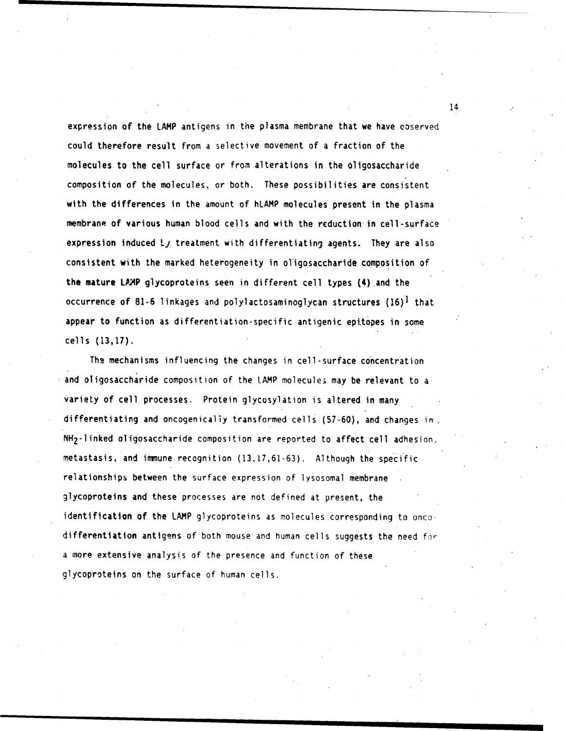expression of the LAMP antigens in the plasma membrane that we have observed could therefore result from a selective movement of a fraction of the molecules to the cell surface or from alterations in the oligosaccharide composition of the molecules, or both. These possibilities are consistent with the differences in the amount of hLAMP molecules present in the plasma membrane of various human blood cells and with the reduction in cell-surface expression induced by treatment with differentiating agents. They are also consistent with the marked heterogeneity in oligosaccharide composition of the mature LAMP glycoproteins seen in different cell types (4) and the occurrence of β1-6 linkages and polylactosaminoglycan structures (16)[1] that appear to function as differentiation-specific antigenic epitopes in some cells (13,17).

The mechanisms influencing the changes in cell-surface concentration and oligosaccharide composition of the LAMP molecules may be relevant to a variety of cell processes. Protein glycosylation is altered in many differentiating and oncogenically transformed cells (57-60), and changes in $NH_2$-linked oligosaccharide composition are reported to affect cell adhesion, metastasis, and immune recognition (13,17,61-63). Although the specific relationships between the surface expression of lysosomal membrane glycoproteins and these processes are not defined at present, the identification of the LAMP glycoproteins as molecules corresponding to onco-differentiation antigens of both mouse and human cells suggests the need for a more extensive analysis of the presence and function of these glycoproteins on the surface of human cells.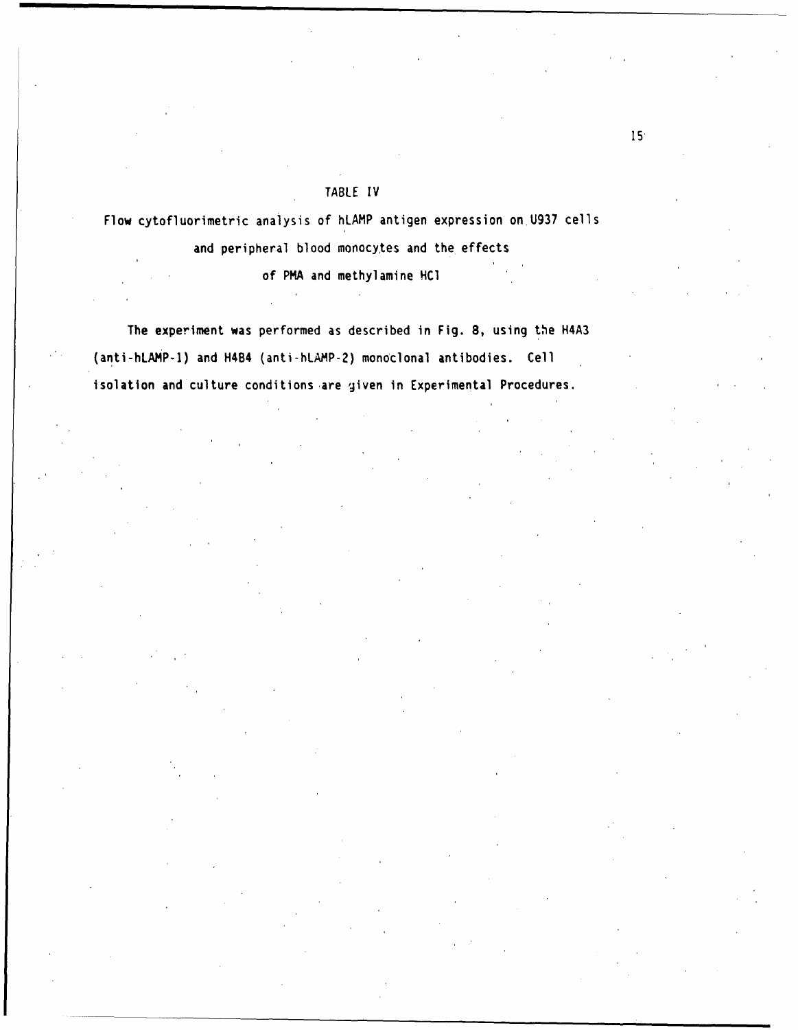## TABLE IV

Flow cytofluorimetric analysis of hLAMP antigen expression on U937 cells and peripheral blood monocytes and the effects of PMA and methylamine HCl

The experiment was performed as described in Fig. 8, using the H4A3 (anti-hLAMP-1) and H4B4 (anti-hLAMP-2) monoclonal antibodies. Cell isolation and culture conditions are given in Experimental Procedures.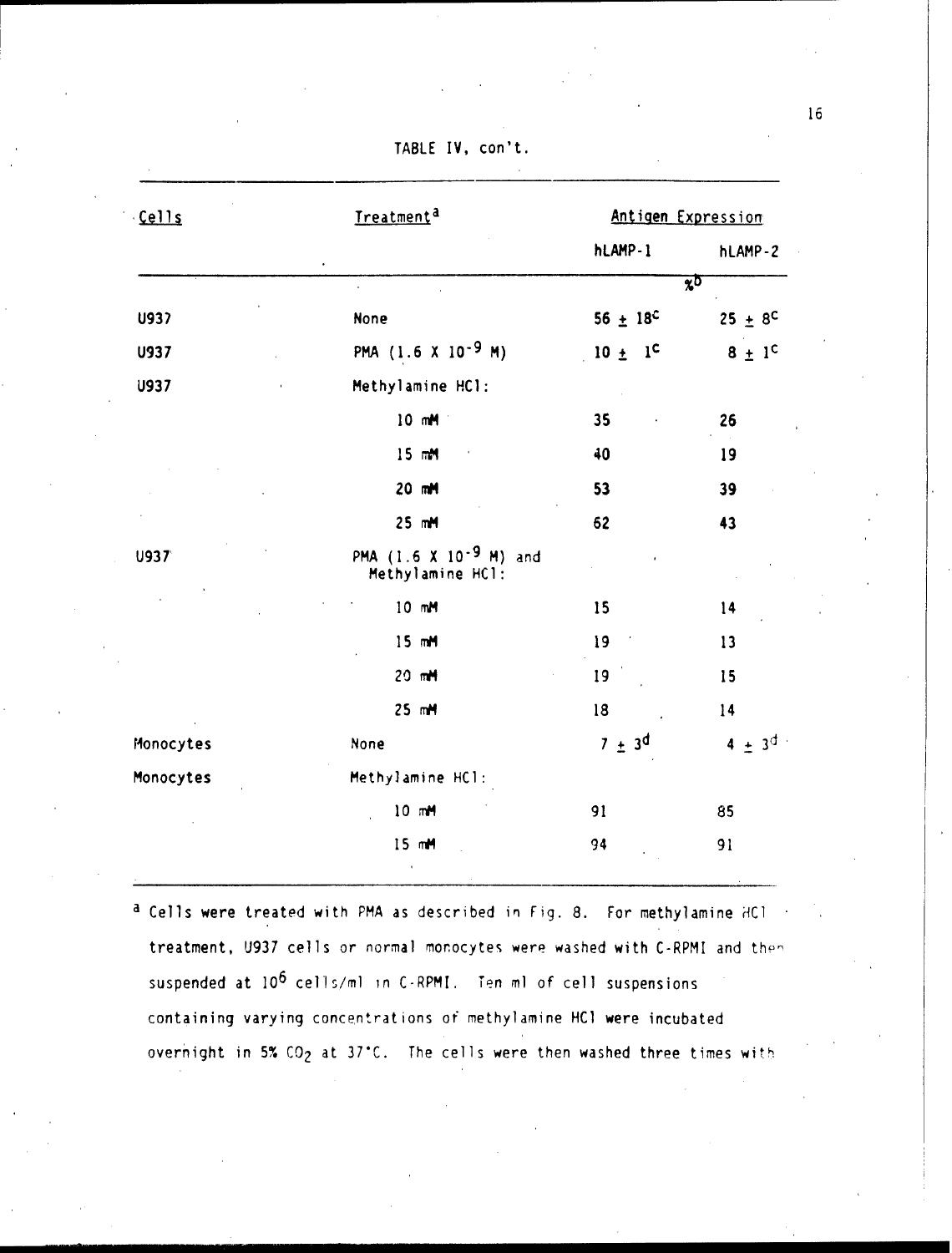TABLE IV, con't.

| Cells | Treatment[a] | Antigen Expression | |
|---|---|---|---|
| | | hLAMP-1 | hLAMP-2 |
| | | %[b] | |
| U937 | None | $56 \pm 18^c$ | $25 \pm 8^c$ |
| U937 | PMA ($1.6 \times 10^{-9}$ M) | $10 \pm 1^c$ | $8 \pm 1^c$ |
| U937 | Methylamine HCl: | | |
| | 10 mM | 35 | 26 |
| | 15 mM | 40 | 19 |
| | 20 mM | 53 | 39 |
| | 25 mM | 62 | 43 |
| U937 | PMA ($1.6 \times 10^{-9}$ M) and Methylamine HCl: | | |
| | 10 mM | 15 | 14 |
| | 15 mM | 19 | 13 |
| | 20 mM | 19 | 15 |
| | 25 mM | 18 | 14 |
| Monocytes | None | $7 \pm 3^d$ | $4 \pm 3^d$ |
| Monocytes | Methylamine HCl: | | |
| | 10 mM | 91 | 85 |
| | 15 mM | 94 | 91 |

[a] Cells were treated with PMA as described in Fig. 8. For methylamine HCl treatment, U937 cells or normal monocytes were washed with C-RPMI and then suspended at $10^6$ cells/ml in C-RPMI. Ten ml of cell suspensions containing varying concentrations of methylamine HCl were incubated overnight in 5% $CO_2$ at 37°C. The cells were then washed three times with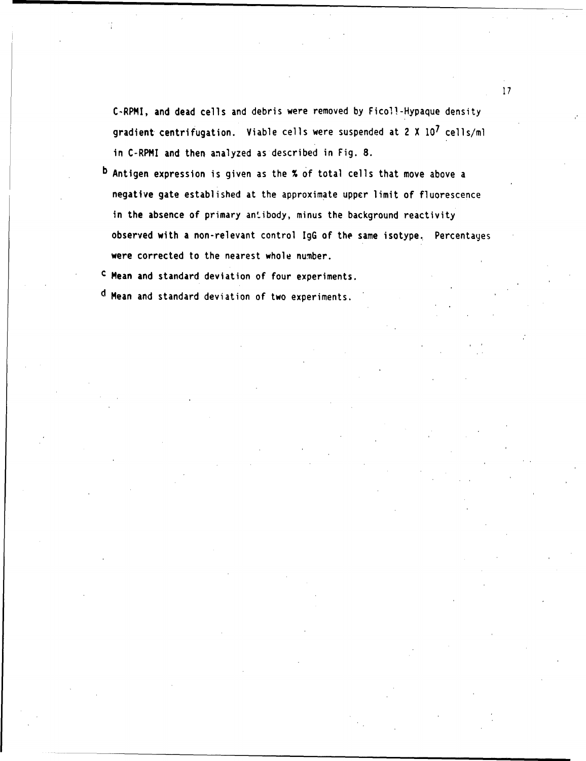C-RPMI, and dead cells and debris were removed by Ficoll-Hypaque density gradient centrifugation. Viable cells were suspended at 2 X $10^7$ cells/ml in C-RPMI and then analyzed as described in Fig. 8.

[b] Antigen expression is given as the % of total cells that move above a negative gate established at the approximate upper limit of fluorescence in the absence of primary antibody, minus the background reactivity observed with a non-relevant control IgG of the same isotype. Percentages were corrected to the nearest whole number.

[c] Mean and standard deviation of four experiments.

[d] Mean and standard deviation of two experiments.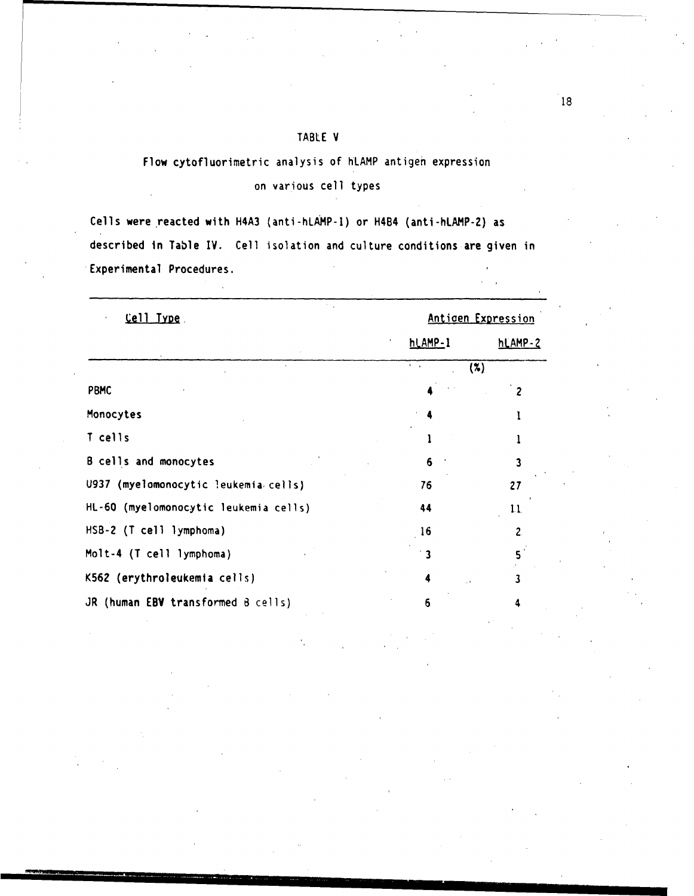TABLE V

Flow cytofluorimetric analysis of hLAMP antigen expression on various cell types

Cells were reacted with H4A3 (anti-hLAMP-1) or H4B4 (anti-hLAMP-2) as described in Table IV. Cell isolation and culture conditions are given in Experimental Procedures.

| Cell Type | Antigen Expression | |
|---|---|---|
| | hLAMP-1 | hLAMP-2 |
| | (%) | |
| PBMC | 4 | 2 |
| Monocytes | 4 | 1 |
| T cells | 1 | 1 |
| B cells and monocytes | 6 | 3 |
| U937 (myelomonocytic leukemia cells) | 76 | 27 |
| HL-60 (myelomonocytic leukemia cells) | 44 | 11 |
| HSB-2 (T cell lymphoma) | 16 | 2 |
| Molt-4 (T cell lymphoma) | 3 | 5 |
| K562 (erythroleukemia cells) | 4 | 3 |
| JR (human EBV transformed B cells) | 6 | 4 |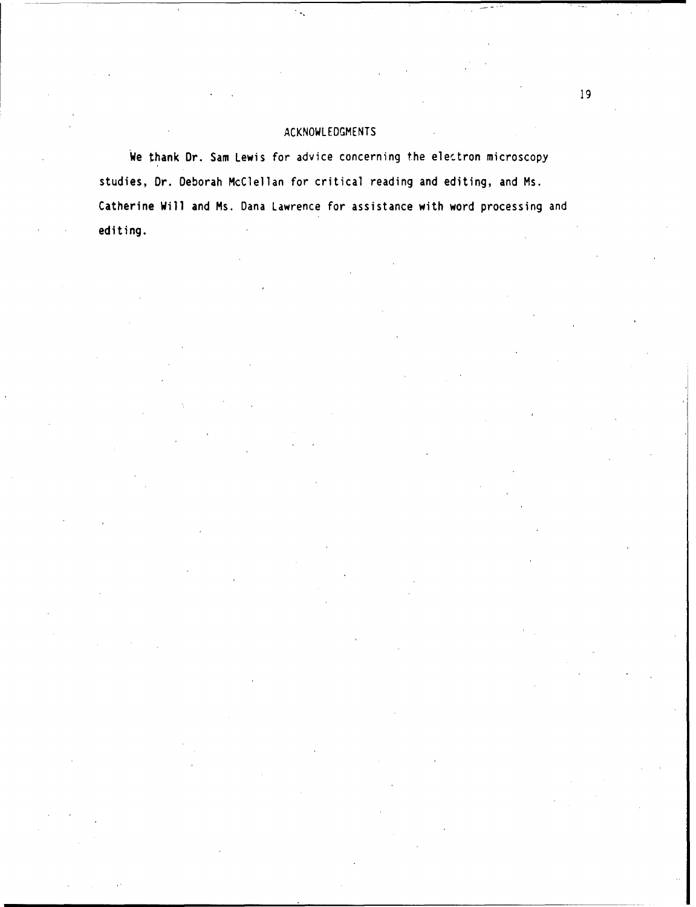## ACKNOWLEDGMENTS

We thank Dr. Sam Lewis for advice concerning the electron microscopy studies, Dr. Deborah McClellan for critical reading and editing, and Ms. Catherine Will and Ms. Dana Lawrence for assistance with word processing and editing.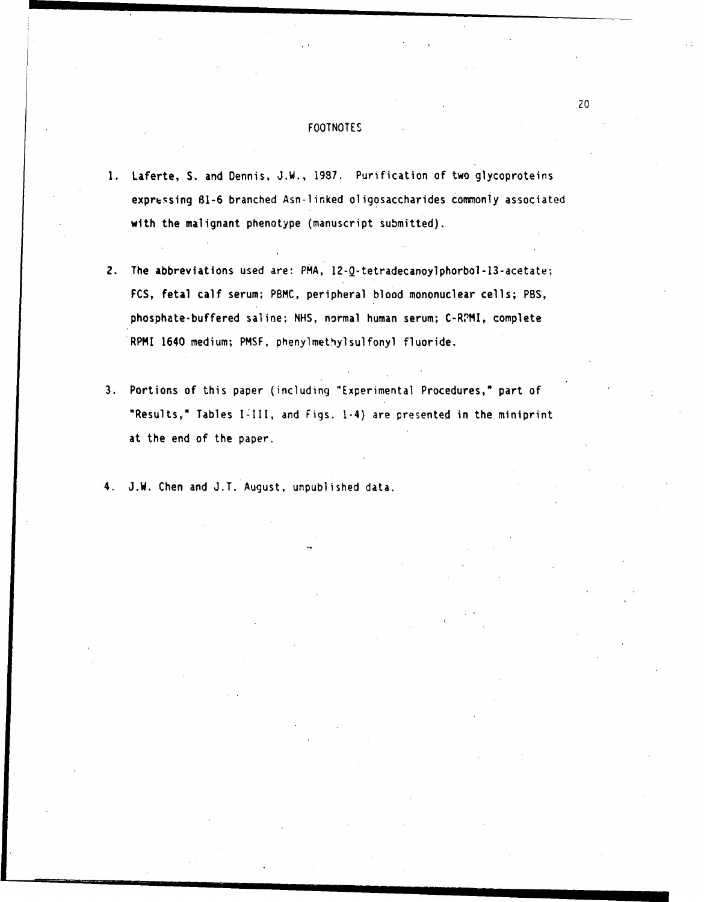# FOOTNOTES

1. Laferte, S. and Dennis, J.W., 1987. Purification of two glycoproteins expressing β1-6 branched Asn-linked oligosaccharides commonly associated with the malignant phenotype (manuscript submitted).

2. The abbreviations used are: PMA, 12-O-tetradecanoylphorbol-13-acetate; FCS, fetal calf serum; PBMC, peripheral blood mononuclear cells; PBS, phosphate-buffered saline; NHS, normal human serum; C-RPMI, complete RPMI 1640 medium; PMSF, phenylmethylsulfonyl fluoride.

3. Portions of this paper (including "Experimental Procedures," part of "Results," Tables I-III, and Figs. 1-4) are presented in the miniprint at the end of the paper.

4. J.W. Chen and J.T. August, unpublished data.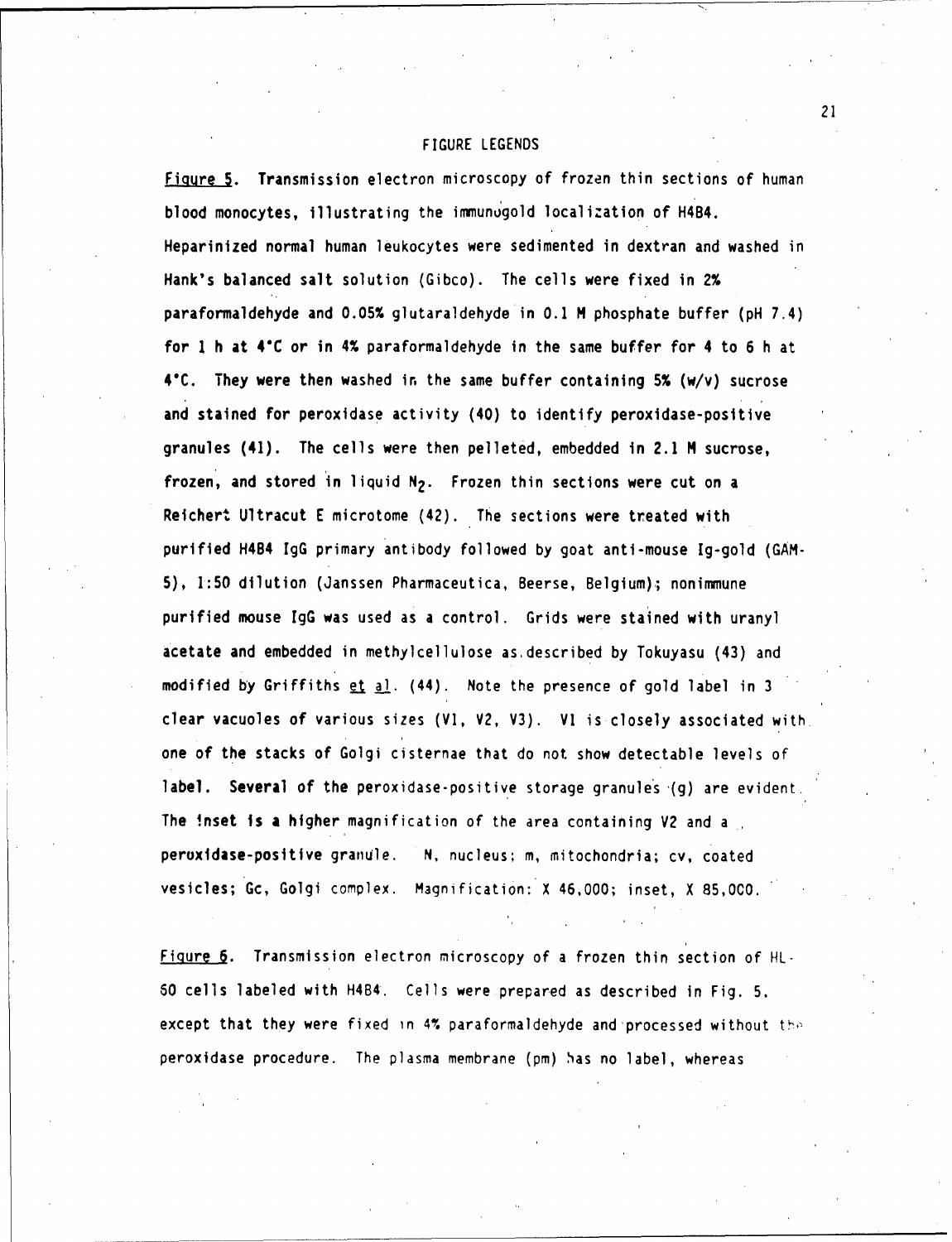## FIGURE LEGENDS

Figure 5. Transmission electron microscopy of frozen thin sections of human blood monocytes, illustrating the immunogold localization of H4B4. Heparinized normal human leukocytes were sedimented in dextran and washed in Hank's balanced salt solution (Gibco). The cells were fixed in 2% paraformaldehyde and 0.05% glutaraldehyde in 0.1 M phosphate buffer (pH 7.4) for 1 h at 4°C or in 4% paraformaldehyde in the same buffer for 4 to 6 h at 4°C. They were then washed in the same buffer containing 5% (w/v) sucrose and stained for peroxidase activity (40) to identify peroxidase-positive granules (41). The cells were then pelleted, embedded in 2.1 M sucrose, frozen, and stored in liquid $N_2$. Frozen thin sections were cut on a Reichert Ultracut E microtome (42). The sections were treated with purified H4B4 IgG primary antibody followed by goat anti-mouse Ig-gold (GAM-5), 1:50 dilution (Janssen Pharmaceutica, Beerse, Belgium); nonimmune purified mouse IgG was used as a control. Grids were stained with uranyl acetate and embedded in methylcellulose as described by Tokuyasu (43) and modified by Griffiths et al. (44). Note the presence of gold label in 3 clear vacuoles of various sizes (V1, V2, V3). V1 is closely associated with one of the stacks of Golgi cisternae that do not show detectable levels of label. Several of the peroxidase-positive storage granules (g) are evident. The inset is a higher magnification of the area containing V2 and a peroxidase-positive granule. N, nucleus; m, mitochondria; cv, coated vesicles; Gc, Golgi complex. Magnification: X 46,000; inset, X 85,000.

Figure 6. Transmission electron microscopy of a frozen thin section of HL-60 cells labeled with H4B4. Cells were prepared as described in Fig. 5, except that they were fixed in 4% paraformaldehyde and processed without the peroxidase procedure. The plasma membrane (pm) has no label, whereas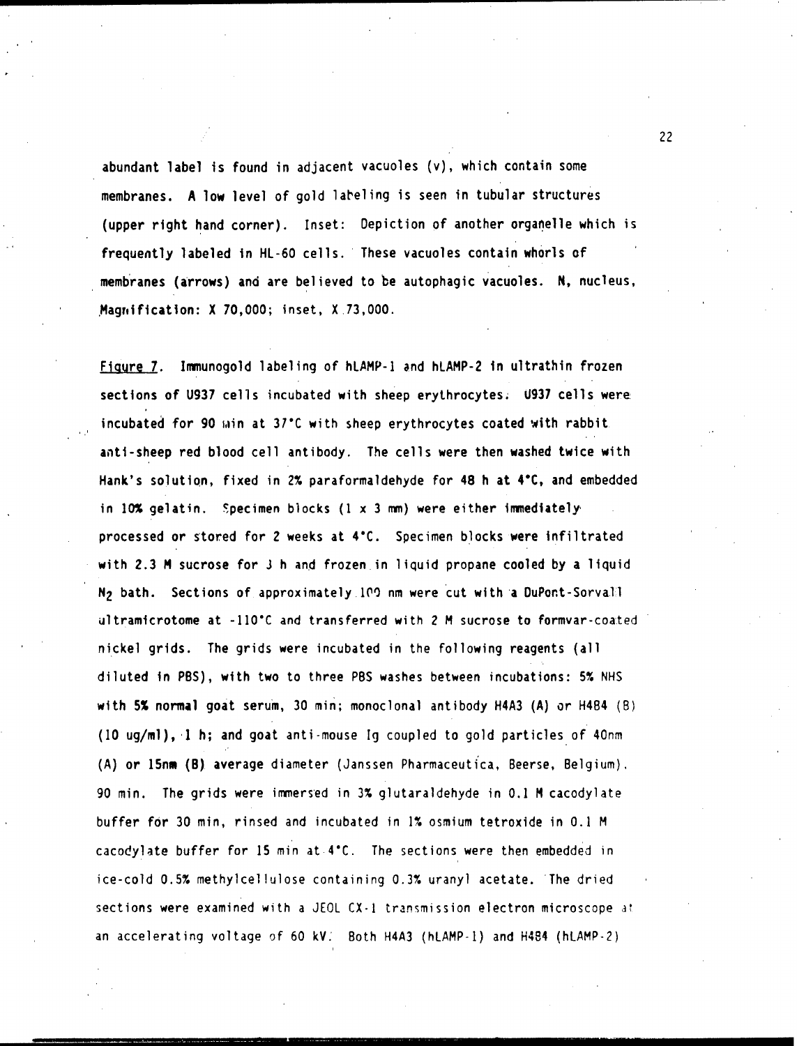abundant label is found in adjacent vacuoles (v), which contain some membranes. A low level of gold labeling is seen in tubular structures (upper right hand corner). Inset: Depiction of another organelle which is frequently labeled in HL-60 cells. These vacuoles contain whorls of membranes (arrows) and are believed to be autophagic vacuoles. N, nucleus, Magnification: X 70,000; inset, X 73,000.

Figure 7. Immunogold labeling of hLAMP-1 and hLAMP-2 in ultrathin frozen sections of U937 cells incubated with sheep erythrocytes. U937 cells were incubated for 90 min at 37°C with sheep erythrocytes coated with rabbit anti-sheep red blood cell antibody. The cells were then washed twice with Hank's solution, fixed in 2% paraformaldehyde for 48 h at 4°C, and embedded in 10% gelatin. Specimen blocks (1 x 3 mm) were either immediately processed or stored for 2 weeks at 4°C. Specimen blocks were infiltrated with 2.3 M sucrose for 3 h and frozen in liquid propane cooled by a liquid $N_2$ bath. Sections of approximately 100 nm were cut with a DuPont-Sorvall ultramicrotome at -110°C and transferred with 2 M sucrose to formvar-coated nickel grids. The grids were incubated in the following reagents (all diluted in PBS), with two to three PBS washes between incubations: 5% NHS with 5% normal goat serum, 30 min; monoclonal antibody H4A3 (A) or H4B4 (B) (10 ug/ml), 1 h; and goat anti-mouse Ig coupled to gold particles of 40nm (A) or 15nm (B) average diameter (Janssen Pharmaceutica, Beerse, Belgium). 90 min. The grids were immersed in 3% glutaraldehyde in 0.1 M cacodylate buffer for 30 min, rinsed and incubated in 1% osmium tetroxide in 0.1 M cacodylate buffer for 15 min at 4°C. The sections were then embedded in ice-cold 0.5% methylcellulose containing 0.3% uranyl acetate. The dried sections were examined with a JEOL CX-1 transmission electron microscope at an accelerating voltage of 60 kV. Both H4A3 (hLAMP-1) and H4B4 (hLAMP-2)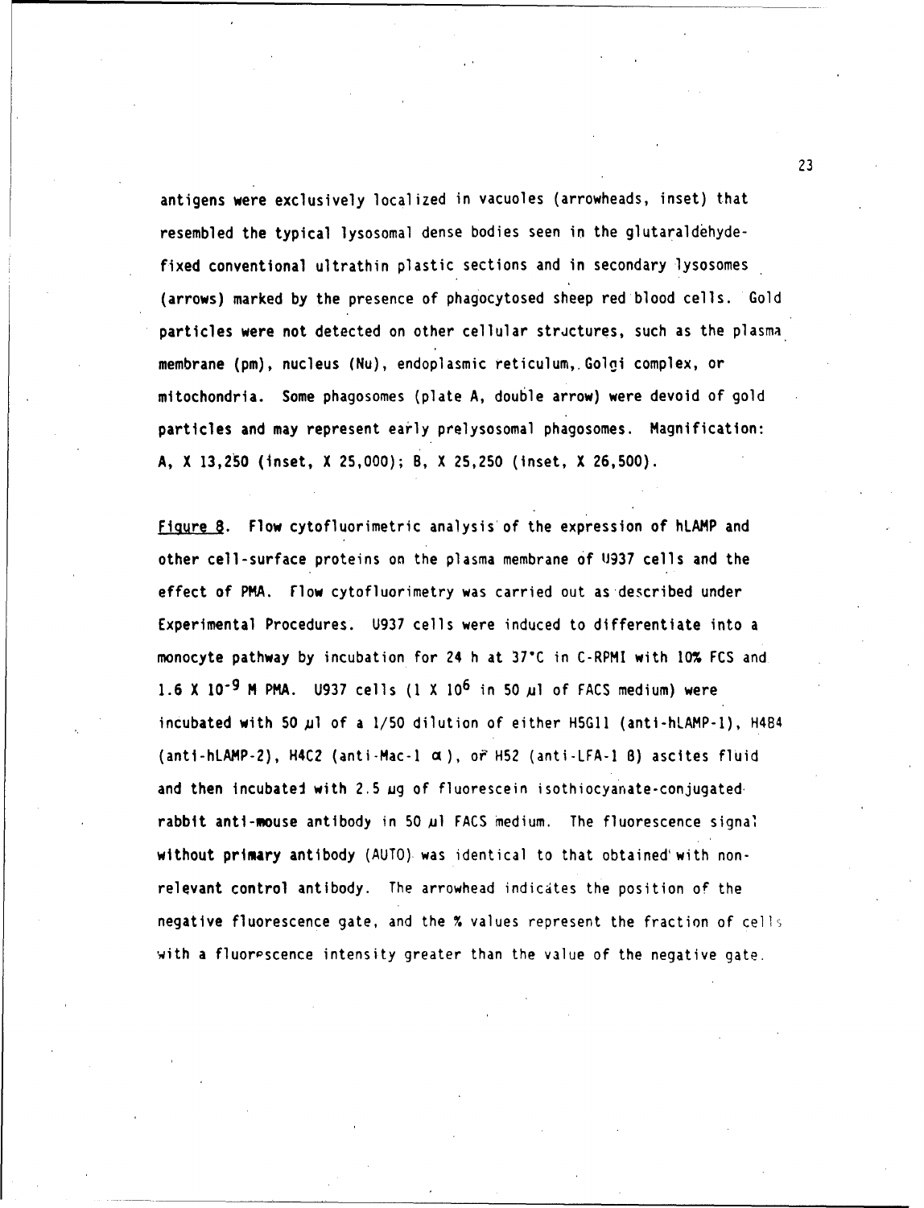antigens were exclusively localized in vacuoles (arrowheads, inset) that resembled the typical lysosomal dense bodies seen in the glutaraldehyde-fixed conventional ultrathin plastic sections and in secondary lysosomes (arrows) marked by the presence of phagocytosed sheep red blood cells. Gold particles were not detected on other cellular structures, such as the plasma membrane (pm), nucleus (Nu), endoplasmic reticulum, Golgi complex, or mitochondria. Some phagosomes (plate A, double arrow) were devoid of gold particles and may represent early prelysosomal phagosomes. Magnification: A, X 13,250 (inset, X 25,000); B, X 25,250 (inset, X 26,500).

Figure 8. Flow cytofluorimetric analysis of the expression of hLAMP and other cell-surface proteins on the plasma membrane of U937 cells and the effect of PMA. Flow cytofluorimetry was carried out as described under Experimental Procedures. U937 cells were induced to differentiate into a monocyte pathway by incubation for 24 h at 37°C in C-RPMI with 10% FCS and $1.6 \times 10^{-9}$ M PMA. U937 cells ($1 \times 10^{6}$ in 50 $\mu$l of FACS medium) were incubated with 50 $\mu$l of a 1/50 dilution of either H5G11 (anti-hLAMP-1), H4B4 (anti-hLAMP-2), H4C2 (anti-Mac-1 $\alpha$), or H52 (anti-LFA-1 $\beta$) ascites fluid and then incubated with 2.5 $\mu$g of fluorescein isothiocyanate-conjugated rabbit anti-mouse antibody in 50 $\mu$l FACS medium. The fluorescence signal without primary antibody (AUTO) was identical to that obtained with non-relevant control antibody. The arrowhead indicates the position of the negative fluorescence gate, and the % values represent the fraction of cells with a fluorescence intensity greater than the value of the negative gate.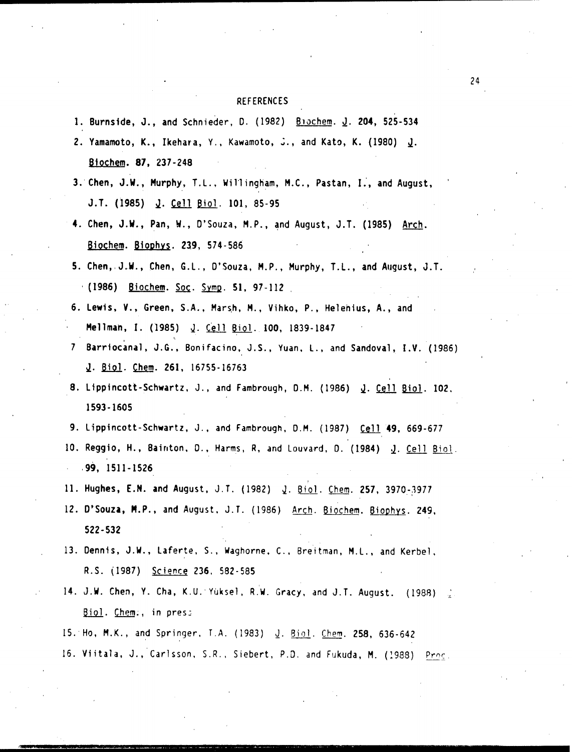## REFERENCES

1. Burnside, J., and Schnieder, D. (1982) Biochem. J. **204**, 525-534
2. Yamamoto, K., Ikehara, Y., Kawamoto, J., and Kato, K. (1980) J. Biochem. **87**, 237-248
3. Chen, J.W., Murphy, T.L., Willingham, M.C., Pastan, I., and August, J.T. (1985) J. Cell Biol. **101**, 85-95
4. Chen, J.W., Pan, W., D'Souza, M.P., and August, J.T. (1985) Arch. Biochem. Biophys. **239**, 574-586
5. Chen, J.W., Chen, G.L., D'Souza, M.P., Murphy, T.L., and August, J.T. (1986) Biochem. Soc. Symp. **51**, 97-112
6. Lewis, V., Green, S.A., Marsh, M., Vihko, P., Helenius, A., and Mellman, I. (1985) J. Cell Biol. **100**, 1839-1847
7. Barriocanal, J.G., Bonifacino, J.S., Yuan, L., and Sandoval, I.V. (1986) J. Biol. Chem. **261**, 16755-16763
8. Lippincott-Schwartz, J., and Fambrough, D.M. (1986) J. Cell Biol. **102**, 1593-1605
9. Lippincott-Schwartz, J., and Fambrough, D.M. (1987) Cell **49**, 669-677
10. Reggio, H., Bainton, D., Harms, R, and Louvard, D. (1984) J. Cell Biol. **99**, 1511-1526
11. Hughes, E.N. and August, J.T. (1982) J. Biol. Chem. **257**, 3970-3977
12. D'Souza, M.P., and August, J.T. (1986) Arch. Biochem. Biophys. **249**, 522-532
13. Dennis, J.W., Laferte, S., Waghorne, C., Breitman, M.L., and Kerbel, R.S. (1987) Science **236**, 582-585
14. J.W. Chen, Y. Cha, K.U. Yuksel, R.W. Gracy, and J.T. August. (1988) J. Biol. Chem., in press
15. Ho, M.K., and Springer, T.A. (1983) J. Biol. Chem. **258**, 636-642
16. Viitala, J., Carlsson, S.R., Siebert, P.D. and Fukuda, M. (1988) Proc.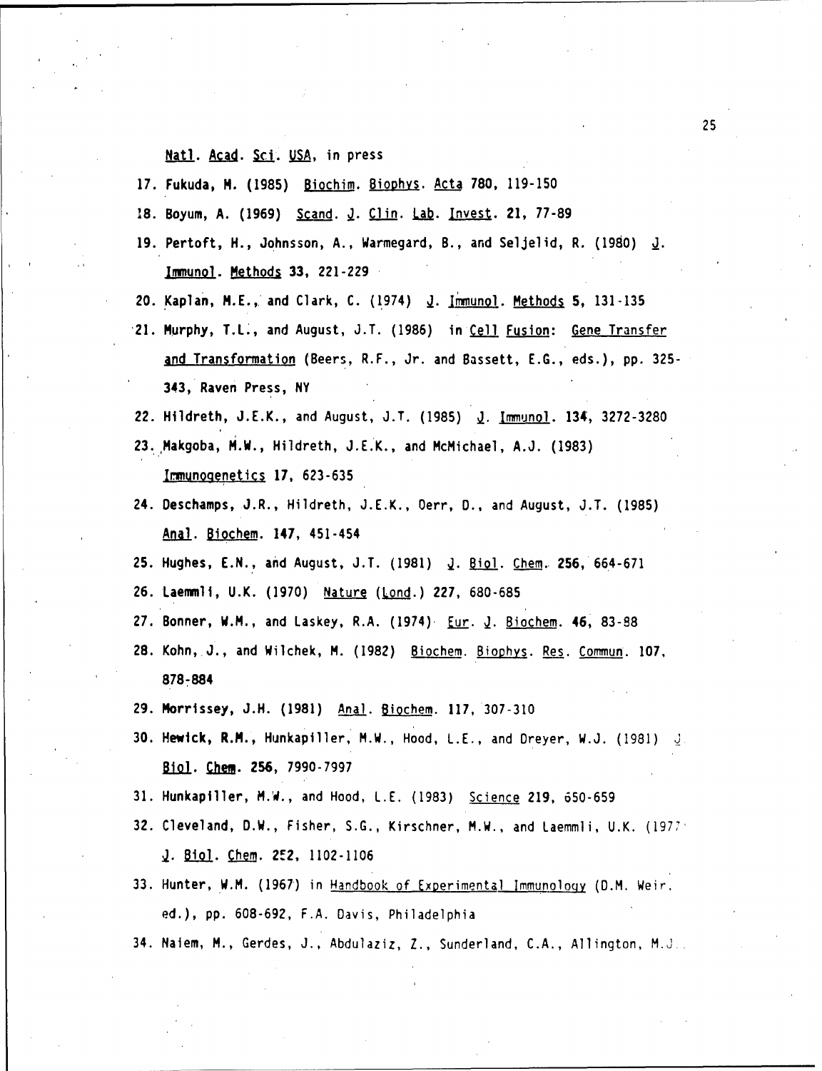Natl. Acad. Sci. USA, in press

17. Fukuda, M. (1985) Biochim. Biophys. Acta 780, 119-150

18. Boyum, A. (1969) Scand. J. Clin. Lab. Invest. 21, 77-89

19. Pertoft, H., Johnsson, A., Warmegard, B., and Seljelid, R. (1980) J. Immunol. Methods 33, 221-229

20. Kaplan, M.E., and Clark, C. (1974) J. Immunol. Methods 5, 131-135

21. Murphy, T.L., and August, J.T. (1986) in Cell Fusion: Gene Transfer and Transformation (Beers, R.F., Jr. and Bassett, E.G., eds.), pp. 325-343, Raven Press, NY

22. Hildreth, J.E.K., and August, J.T. (1985) J. Immunol. 134, 3272-3280

23. Makgoba, M.W., Hildreth, J.E.K., and McMichael, A.J. (1983) Immunogenetics 17, 623-635

24. Deschamps, J.R., Hildreth, J.E.K., Derr, D., and August, J.T. (1985) Anal. Biochem. 147, 451-454

25. Hughes, E.N., and August, J.T. (1981) J. Biol. Chem. 256, 664-671

26. Laemmli, U.K. (1970) Nature (Lond.) 227, 680-685

27. Bonner, W.M., and Laskey, R.A. (1974) Eur. J. Biochem. 46, 83-88

28. Kohn, J., and Wilchek, M. (1982) Biochem. Biophys. Res. Commun. 107, 878-884

29. Morrissey, J.H. (1981) Anal. Biochem. 117, 307-310

30. Hewick, R.M., Hunkapiller, M.W., Hood, L.E., and Dreyer, W.J. (1981) J. Biol. Chem. 256, 7990-7997

31. Hunkapiller, M.W., and Hood, L.E. (1983) Science 219, 650-659

32. Cleveland, D.W., Fisher, S.G., Kirschner, M.W., and Laemmli, U.K. (1977) J. Biol. Chem. 252, 1102-1106

33. Hunter, W.M. (1967) in Handbook of Experimental Immunology (D.M. Weir, ed.), pp. 608-692, F.A. Davis, Philadelphia

34. Naiem, M., Gerdes, J., Abdulaziz, Z., Sunderland, C.A., Allington, M.J.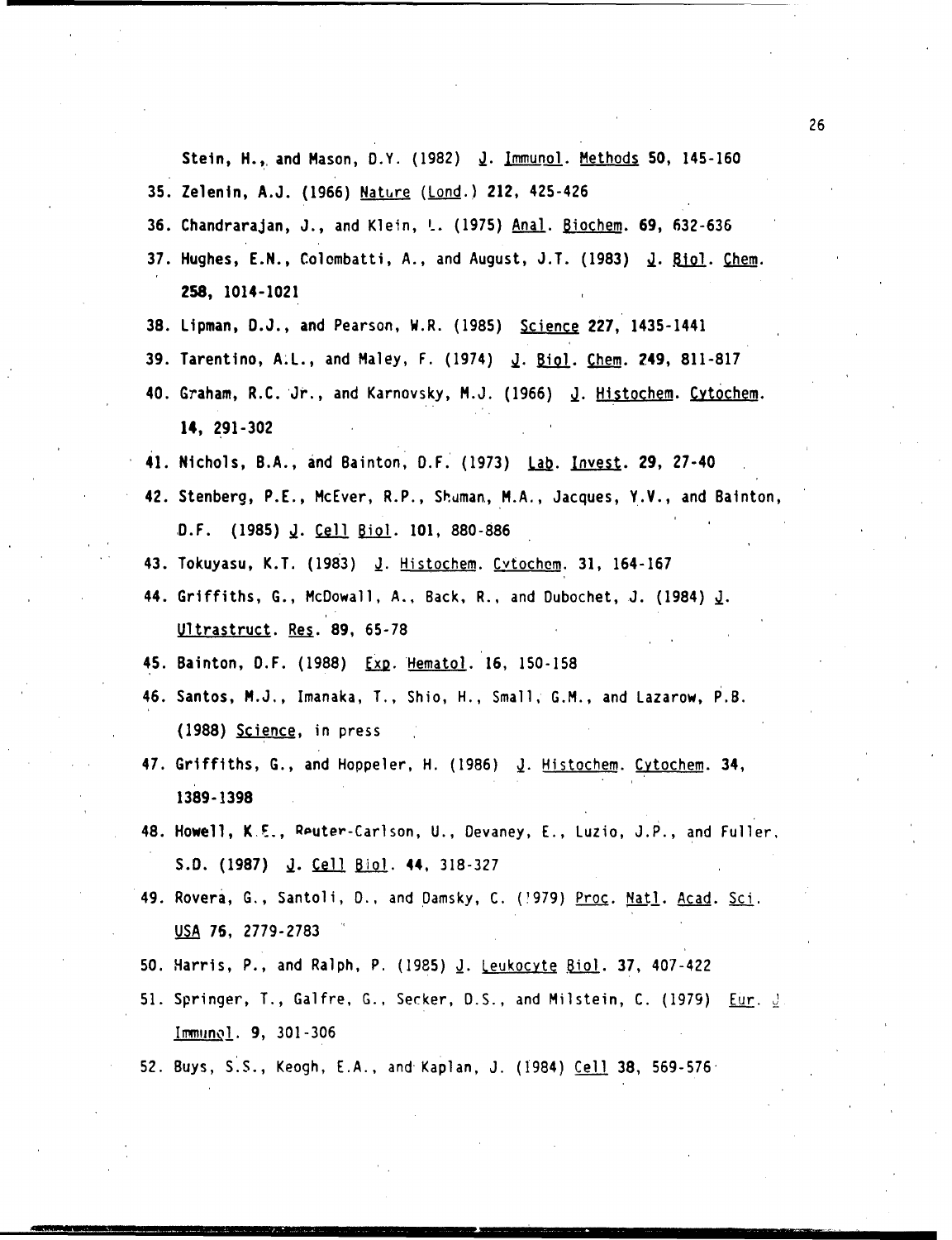Stein, H., and Mason, D.Y. (1982) J. Immunol. Methods **50**, 145-160

35. Zelenin, A.J. (1966) Nature (Lond.) **212**, 425-426
36. Chandrarajan, J., and Klein, L. (1975) Anal. Biochem. **69**, 632-636
37. Hughes, E.N., Colombatti, A., and August, J.T. (1983) J. Biol. Chem. **258**, 1014-1021
38. Lipman, D.J., and Pearson, W.R. (1985) Science **227**, 1435-1441
39. Tarentino, A.L., and Maley, F. (1974) J. Biol. Chem. **249**, 811-817
40. Graham, R.C. Jr., and Karnovsky, M.J. (1966) J. Histochem. Cytochem. **14**, 291-302
41. Nichols, B.A., and Bainton, D.F. (1973) Lab. Invest. **29**, 27-40
42. Stenberg, P.E., McEver, R.P., Shuman, M.A., Jacques, Y.V., and Bainton, D.F. (1985) J. Cell Biol. **101**, 880-886
43. Tokuyasu, K.T. (1983) J. Histochem. Cytochem. **31**, 164-167
44. Griffiths, G., McDowall, A., Back, R., and Dubochet, J. (1984) J. Ultrastruct. Res. **89**, 65-78
45. Bainton, D.F. (1988) Exp. Hematol. **16**, 150-158
46. Santos, M.J., Imanaka, T., Shio, H., Small, G.M., and Lazarow, P.B. (1988) Science, in press
47. Griffiths, G., and Hoppeler, H. (1986) J. Histochem. Cytochem. **34**, 1389-1398
48. Howell, K.E., Reuter-Carlson, U., Devaney, E., Luzio, J.P., and Fuller, S.D. (1987) J. Cell Biol. **44**, 318-327
49. Rovera, G., Santoli, D., and Damsky, C. (1979) Proc. Natl. Acad. Sci. USA **76**, 2779-2783
50. Harris, P., and Ralph, P. (1985) J. Leukocyte Biol. **37**, 407-422
51. Springer, T., Galfre, G., Secker, D.S., and Milstein, C. (1979) Eur. J Immunol. **9**, 301-306
52. Buys, S.S., Keogh, E.A., and Kaplan, J. (1984) Cell **38**, 569-576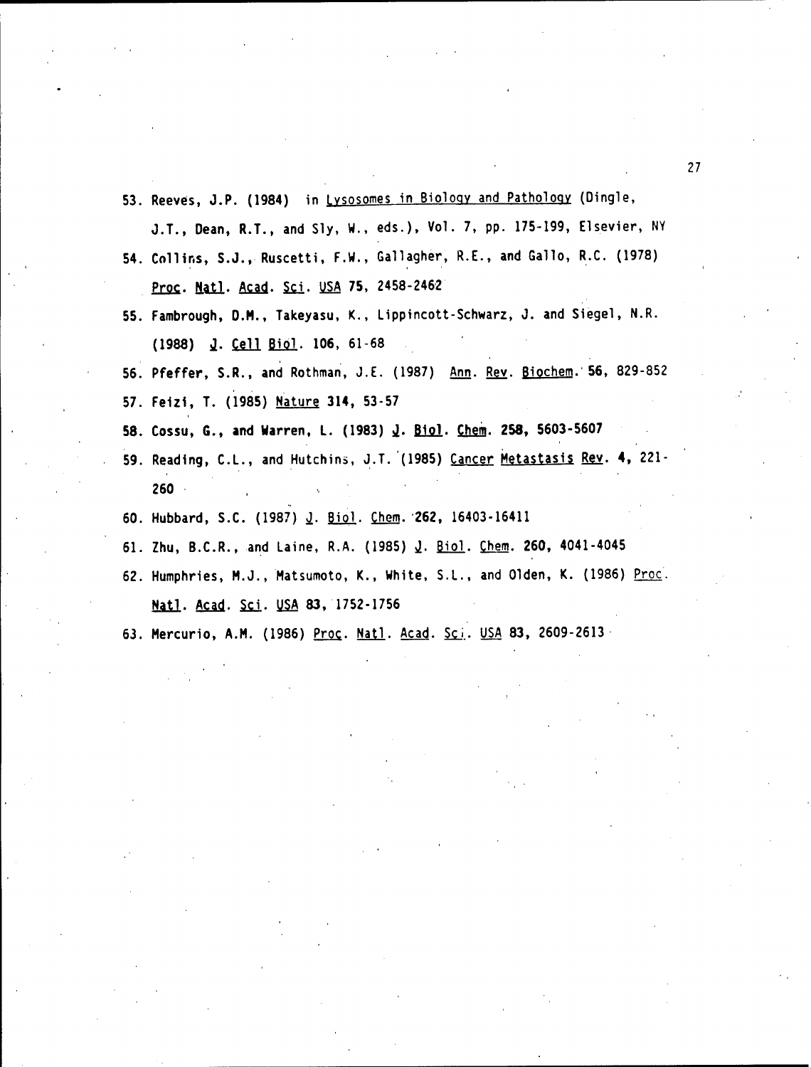53. Reeves, J.P. (1984) in Lysosomes in Biology and Pathology (Dingle, J.T., Dean, R.T., and Sly, W., eds.), Vol. 7, pp. 175-199, Elsevier, NY

54. Collins, S.J., Ruscetti, F.W., Gallagher, R.E., and Gallo, R.C. (1978) Proc. Natl. Acad. Sci. USA **75**, 2458-2462

55. Fambrough, D.M., Takeyasu, K., Lippincott-Schwarz, J. and Siegel, N.R. (1988) J. Cell Biol. **106**, 61-68

56. Pfeffer, S.R., and Rothman, J.E. (1987) Ann. Rev. Biochem. **56**, 829-852

57. Feizi, T. (1985) Nature **314**, 53-57

58. Cossu, G., and Warren, L. (1983) J. Biol. Chem. **258**, 5603-5607

59. Reading, C.L., and Hutchins, J.T. (1985) Cancer Metastasis Rev. **4**, 221-260

60. Hubbard, S.C. (1987) J. Biol. Chem. **262**, 16403-16411

61. Zhu, B.C.R., and Laine, R.A. (1985) J. Biol. Chem. **260**, 4041-4045

62. Humphries, M.J., Matsumoto, K., White, S.L., and Olden, K. (1986) Proc. Natl. Acad. Sci. USA **83**, 1752-1756

63. Mercurio, A.M. (1986) Proc. Natl. Acad. Sci. USA **83**, 2609-2613